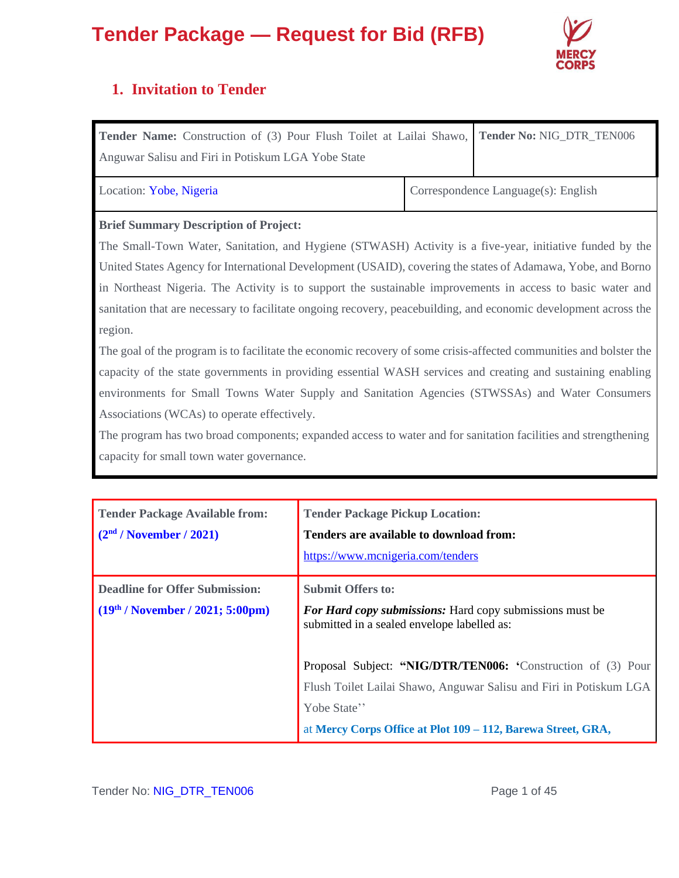# Tender Package — Request for Bid (RFB)

## 1. Invitation to Tender

| **Tender Name:** Construction of (3) Pour Flush Toilet at Lailai Shawo, Anguwar Salisu and Firi in Potiskum LGA Yobe State | **Tender No:** NIG_DTR_TEN006 |
|---|---|
| Location: Yobe, Nigeria | Correspondence Language(s): English |

**Brief Summary Description of Project:**

The Small-Town Water, Sanitation, and Hygiene (STWASH) Activity is a five-year, initiative funded by the United States Agency for International Development (USAID), covering the states of Adamawa, Yobe, and Borno in Northeast Nigeria. The Activity is to support the sustainable improvements in access to basic water and sanitation that are necessary to facilitate ongoing recovery, peacebuilding, and economic development across the region.

The goal of the program is to facilitate the economic recovery of some crisis-affected communities and bolster the capacity of the state governments in providing essential WASH services and creating and sustaining enabling environments for Small Towns Water Supply and Sanitation Agencies (STWSSAs) and Water Consumers Associations (WCAs) to operate effectively.

The program has two broad components; expanded access to water and for sanitation facilities and strengthening capacity for small town water governance.

| **Tender Package Available from:**<br>**(2nd / November / 2021)** | **Tender Package Pickup Location:**<br>**Tenders are available to download from:**<br>https://www.mcnigeria.com/tenders |
|---|---|
| **Deadline for Offer Submission:**<br>**(19th / November / 2021; 5:00pm)** | **Submit Offers to:**<br>***For Hard copy submissions:*** Hard copy submissions must be submitted in a sealed envelope labelled as:<br><br>Proposal Subject: **"NIG/DTR/TEN006: '**Construction of (3) Pour Flush Toilet Lailai Shawo, Anguwar Salisu and Firi in Potiskum LGA Yobe State''<br>at **Mercy Corps Office at Plot 109 – 112, Barewa Street, GRA,** |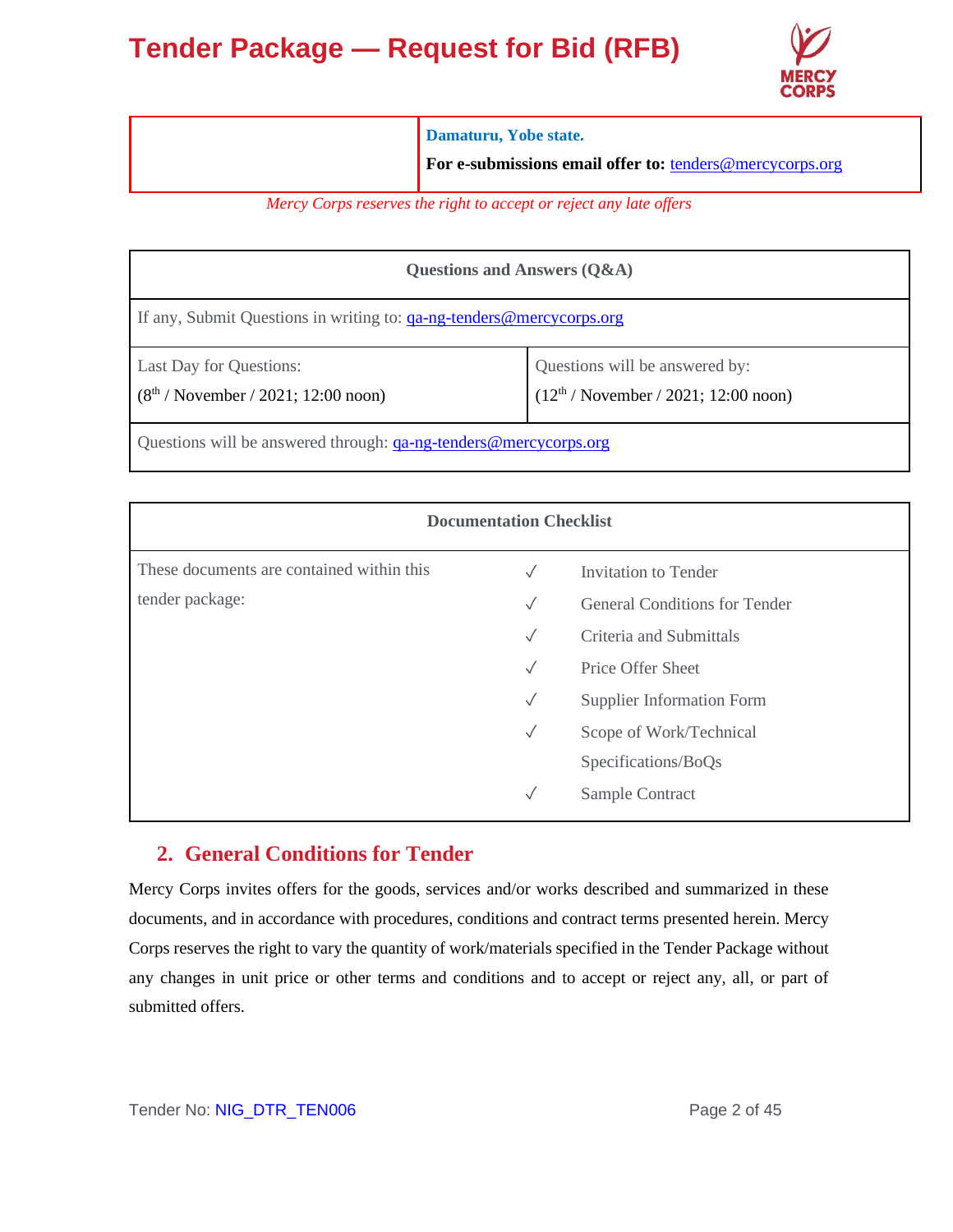# Tender Package — Request for Bid (RFB)

| | **Damaturu, Yobe state.**<br>**For e-submissions email offer to:** tenders@mercycorps.org |
|---|---|

*Mercy Corps reserves the right to accept or reject any late offers*

| **Questions and Answers (Q&A)** | |
|---|---|
| If any, Submit Questions in writing to: qa-ng-tenders@mercycorps.org | |
| Last Day for Questions:<br>(8th / November / 2021; 12:00 noon) | Questions will be answered by:<br>(12th / November / 2021; 12:00 noon) |
| Questions will be answered through: qa-ng-tenders@mercycorps.org | |

| **Documentation Checklist** | | |
|---|---|---|
| These documents are contained within this tender package: | ✓ | Invitation to Tender |
| | ✓ | General Conditions for Tender |
| | ✓ | Criteria and Submittals |
| | ✓ | Price Offer Sheet |
| | ✓ | Supplier Information Form |
| | ✓ | Scope of Work/Technical Specifications/BoQs |
| | ✓ | Sample Contract |

## 2. General Conditions for Tender

Mercy Corps invites offers for the goods, services and/or works described and summarized in these documents, and in accordance with procedures, conditions and contract terms presented herein. Mercy Corps reserves the right to vary the quantity of work/materials specified in the Tender Package without any changes in unit price or other terms and conditions and to accept or reject any, all, or part of submitted offers.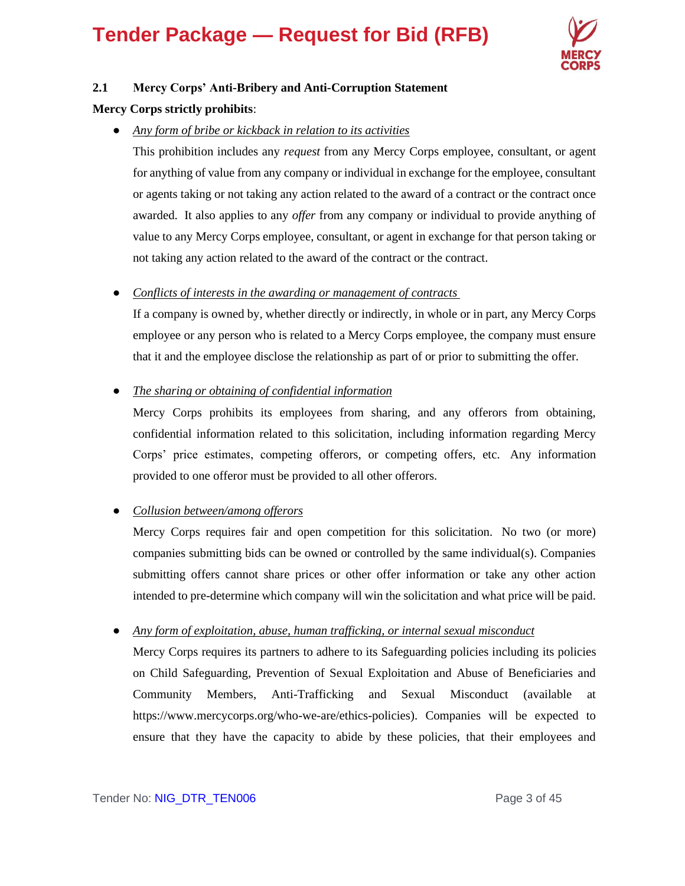### 2.1 Mercy Corps' Anti-Bribery and Anti-Corruption Statement

**Mercy Corps strictly prohibits**:

- *Any form of bribe or kickback in relation to its activities*

  This prohibition includes any *request* from any Mercy Corps employee, consultant, or agent for anything of value from any company or individual in exchange for the employee, consultant or agents taking or not taking any action related to the award of a contract or the contract once awarded. It also applies to any *offer* from any company or individual to provide anything of value to any Mercy Corps employee, consultant, or agent in exchange for that person taking or not taking any action related to the award of the contract or the contract.

- *Conflicts of interests in the awarding or management of contracts*

  If a company is owned by, whether directly or indirectly, in whole or in part, any Mercy Corps employee or any person who is related to a Mercy Corps employee, the company must ensure that it and the employee disclose the relationship as part of or prior to submitting the offer.

- *The sharing or obtaining of confidential information*

  Mercy Corps prohibits its employees from sharing, and any offerors from obtaining, confidential information related to this solicitation, including information regarding Mercy Corps' price estimates, competing offerors, or competing offers, etc. Any information provided to one offeror must be provided to all other offerors.

- *Collusion between/among offerors*

  Mercy Corps requires fair and open competition for this solicitation. No two (or more) companies submitting bids can be owned or controlled by the same individual(s). Companies submitting offers cannot share prices or other offer information or take any other action intended to pre-determine which company will win the solicitation and what price will be paid.

- *Any form of exploitation, abuse, human trafficking, or internal sexual misconduct*

  Mercy Corps requires its partners to adhere to its Safeguarding policies including its policies on Child Safeguarding, Prevention of Sexual Exploitation and Abuse of Beneficiaries and Community Members, Anti-Trafficking and Sexual Misconduct (available at https://www.mercycorps.org/who-we-are/ethics-policies). Companies will be expected to ensure that they have the capacity to abide by these policies, that their employees and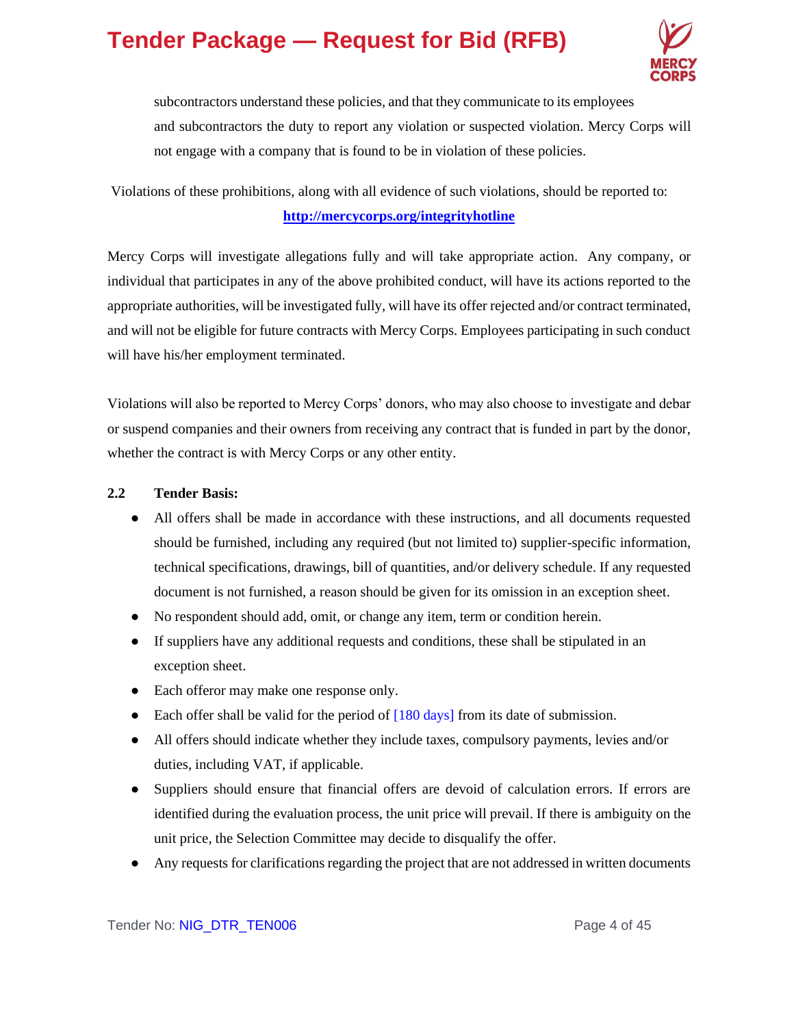subcontractors understand these policies, and that they communicate to its employees and subcontractors the duty to report any violation or suspected violation. Mercy Corps will not engage with a company that is found to be in violation of these policies.

Violations of these prohibitions, along with all evidence of such violations, should be reported to: **http://mercycorps.org/integrityhotline**

Mercy Corps will investigate allegations fully and will take appropriate action. Any company, or individual that participates in any of the above prohibited conduct, will have its actions reported to the appropriate authorities, will be investigated fully, will have its offer rejected and/or contract terminated, and will not be eligible for future contracts with Mercy Corps. Employees participating in such conduct will have his/her employment terminated.

Violations will also be reported to Mercy Corps' donors, who may also choose to investigate and debar or suspend companies and their owners from receiving any contract that is funded in part by the donor, whether the contract is with Mercy Corps or any other entity.

**2.2 Tender Basis:**

- All offers shall be made in accordance with these instructions, and all documents requested should be furnished, including any required (but not limited to) supplier-specific information, technical specifications, drawings, bill of quantities, and/or delivery schedule. If any requested document is not furnished, a reason should be given for its omission in an exception sheet.
- No respondent should add, omit, or change any item, term or condition herein.
- If suppliers have any additional requests and conditions, these shall be stipulated in an exception sheet.
- Each offeror may make one response only.
- Each offer shall be valid for the period of [180 days] from its date of submission.
- All offers should indicate whether they include taxes, compulsory payments, levies and/or duties, including VAT, if applicable.
- Suppliers should ensure that financial offers are devoid of calculation errors. If errors are identified during the evaluation process, the unit price will prevail. If there is ambiguity on the unit price, the Selection Committee may decide to disqualify the offer.
- Any requests for clarifications regarding the project that are not addressed in written documents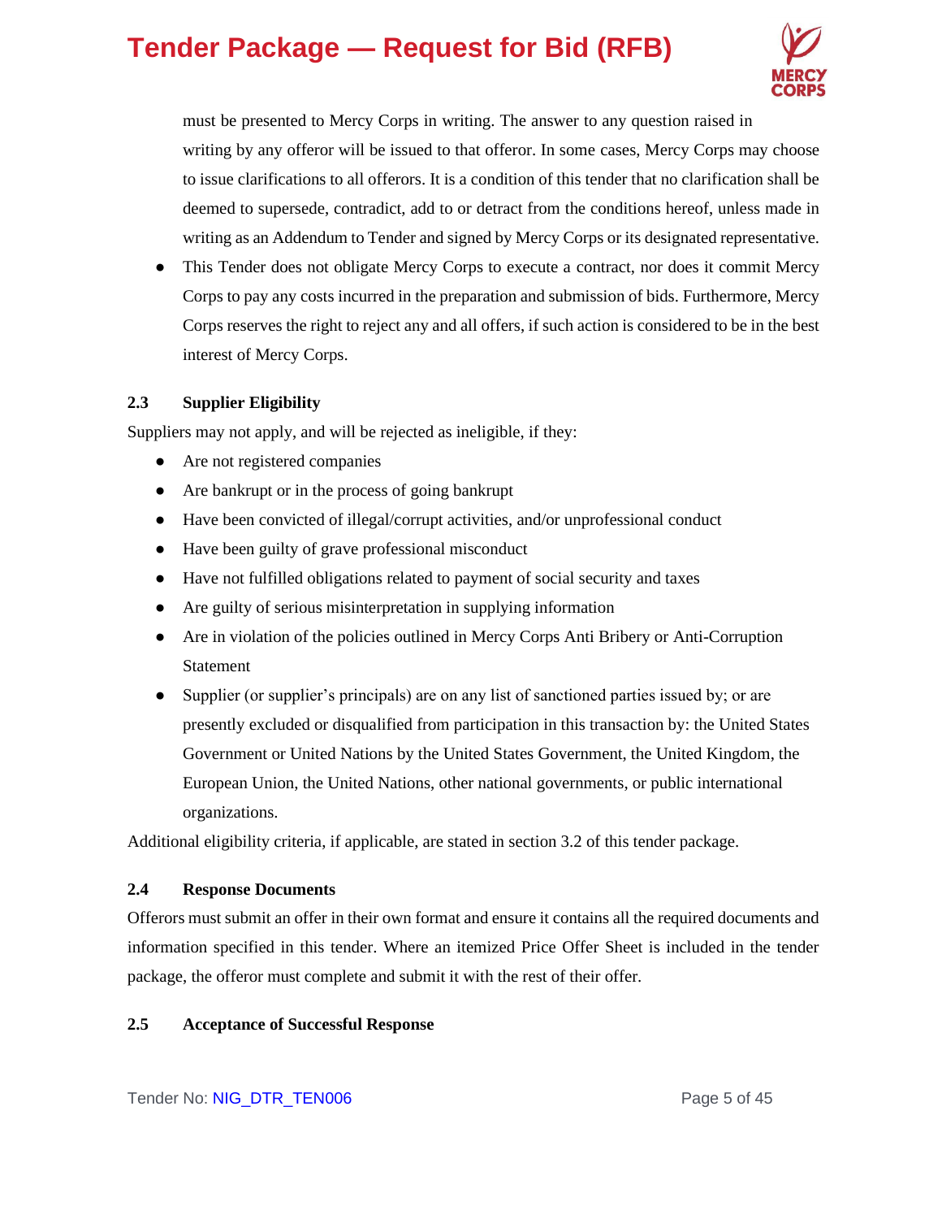must be presented to Mercy Corps in writing. The answer to any question raised in writing by any offeror will be issued to that offeror. In some cases, Mercy Corps may choose to issue clarifications to all offerors. It is a condition of this tender that no clarification shall be deemed to supersede, contradict, add to or detract from the conditions hereof, unless made in writing as an Addendum to Tender and signed by Mercy Corps or its designated representative.

- This Tender does not obligate Mercy Corps to execute a contract, nor does it commit Mercy Corps to pay any costs incurred in the preparation and submission of bids. Furthermore, Mercy Corps reserves the right to reject any and all offers, if such action is considered to be in the best interest of Mercy Corps.

### 2.3 Supplier Eligibility

Suppliers may not apply, and will be rejected as ineligible, if they:

- Are not registered companies
- Are bankrupt or in the process of going bankrupt
- Have been convicted of illegal/corrupt activities, and/or unprofessional conduct
- Have been guilty of grave professional misconduct
- Have not fulfilled obligations related to payment of social security and taxes
- Are guilty of serious misinterpretation in supplying information
- Are in violation of the policies outlined in Mercy Corps Anti Bribery or Anti-Corruption Statement
- Supplier (or supplier's principals) are on any list of sanctioned parties issued by; or are presently excluded or disqualified from participation in this transaction by: the United States Government or United Nations by the United States Government, the United Kingdom, the European Union, the United Nations, other national governments, or public international organizations.

Additional eligibility criteria, if applicable, are stated in section 3.2 of this tender package.

### 2.4 Response Documents

Offerors must submit an offer in their own format and ensure it contains all the required documents and information specified in this tender. Where an itemized Price Offer Sheet is included in the tender package, the offeror must complete and submit it with the rest of their offer.

### 2.5 Acceptance of Successful Response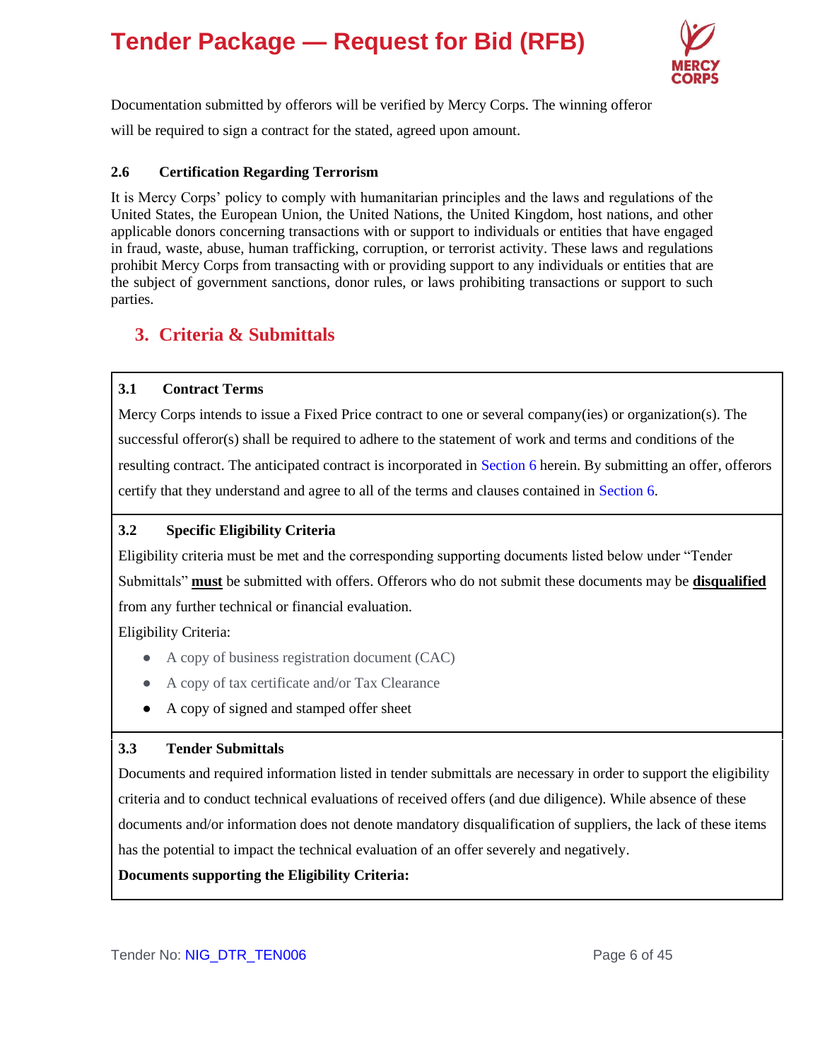Documentation submitted by offerors will be verified by Mercy Corps. The winning offeror will be required to sign a contract for the stated, agreed upon amount.

### 2.6 Certification Regarding Terrorism

It is Mercy Corps' policy to comply with humanitarian principles and the laws and regulations of the United States, the European Union, the United Nations, the United Kingdom, host nations, and other applicable donors concerning transactions with or support to individuals or entities that have engaged in fraud, waste, abuse, human trafficking, corruption, or terrorist activity. These laws and regulations prohibit Mercy Corps from transacting with or providing support to any individuals or entities that are the subject of government sanctions, donor rules, or laws prohibiting transactions or support to such parties.

## 3. Criteria & Submittals

### 3.1 Contract Terms

Mercy Corps intends to issue a Fixed Price contract to one or several company(ies) or organization(s). The successful offeror(s) shall be required to adhere to the statement of work and terms and conditions of the resulting contract. The anticipated contract is incorporated in Section 6 herein. By submitting an offer, offerors certify that they understand and agree to all of the terms and clauses contained in Section 6.

### 3.2 Specific Eligibility Criteria

Eligibility criteria must be met and the corresponding supporting documents listed below under "Tender Submittals" **must** be submitted with offers. Offerors who do not submit these documents may be **disqualified** from any further technical or financial evaluation.

Eligibility Criteria:

- A copy of business registration document (CAC)
- A copy of tax certificate and/or Tax Clearance
- A copy of signed and stamped offer sheet

### 3.3 Tender Submittals

Documents and required information listed in tender submittals are necessary in order to support the eligibility criteria and to conduct technical evaluations of received offers (and due diligence). While absence of these documents and/or information does not denote mandatory disqualification of suppliers, the lack of these items has the potential to impact the technical evaluation of an offer severely and negatively.

**Documents supporting the Eligibility Criteria:**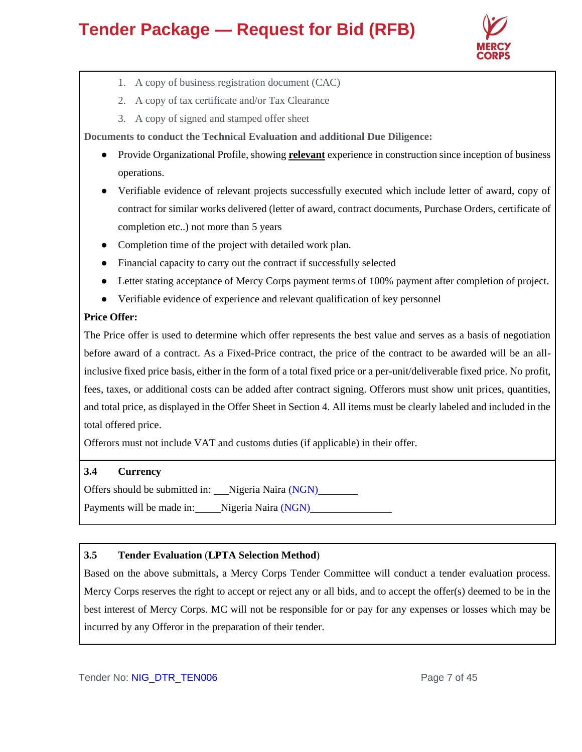1. A copy of business registration document (CAC)
2. A copy of tax certificate and/or Tax Clearance
3. A copy of signed and stamped offer sheet

**Documents to conduct the Technical Evaluation and additional Due Diligence:**

- Provide Organizational Profile, showing **relevant** experience in construction since inception of business operations.
- Verifiable evidence of relevant projects successfully executed which include letter of award, copy of contract for similar works delivered (letter of award, contract documents, Purchase Orders, certificate of completion etc..) not more than 5 years
- Completion time of the project with detailed work plan.
- Financial capacity to carry out the contract if successfully selected
- Letter stating acceptance of Mercy Corps payment terms of 100% payment after completion of project.
- Verifiable evidence of experience and relevant qualification of key personnel

**Price Offer:**

The Price offer is used to determine which offer represents the best value and serves as a basis of negotiation before award of a contract. As a Fixed-Price contract, the price of the contract to be awarded will be an all-inclusive fixed price basis, either in the form of a total fixed price or a per-unit/deliverable fixed price. No profit, fees, taxes, or additional costs can be added after contract signing. Offerors must show unit prices, quantities, and total price, as displayed in the Offer Sheet in Section 4. All items must be clearly labeled and included in the total offered price.

Offerors must not include VAT and customs duties (if applicable) in their offer.

### 3.4 Currency

Offers should be submitted in: Nigeria Naira (NGN)

Payments will be made in: Nigeria Naira (NGN)

### 3.5 Tender Evaluation (LPTA Selection Method)

Based on the above submittals, a Mercy Corps Tender Committee will conduct a tender evaluation process. Mercy Corps reserves the right to accept or reject any or all bids, and to accept the offer(s) deemed to be in the best interest of Mercy Corps. MC will not be responsible for or pay for any expenses or losses which may be incurred by any Offeror in the preparation of their tender.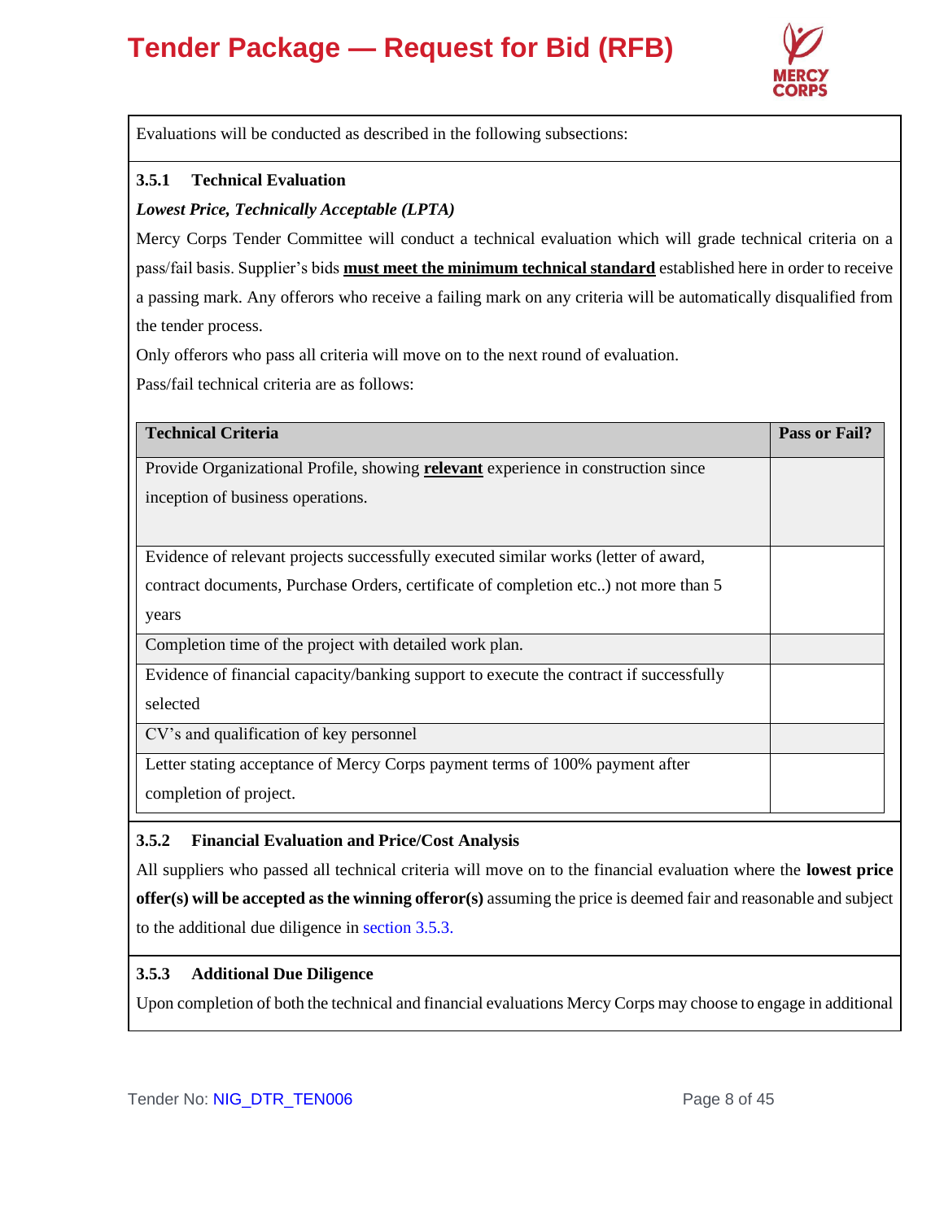Evaluations will be conducted as described in the following subsections:

### 3.5.1 Technical Evaluation

***Lowest Price, Technically Acceptable (LPTA)***

Mercy Corps Tender Committee will conduct a technical evaluation which will grade technical criteria on a pass/fail basis. Supplier's bids **must meet the minimum technical standard** established here in order to receive a passing mark. Any offerors who receive a failing mark on any criteria will be automatically disqualified from the tender process.

Only offerors who pass all criteria will move on to the next round of evaluation.

Pass/fail technical criteria are as follows:

| Technical Criteria | Pass or Fail? |
|---|---|
| Provide Organizational Profile, showing **relevant** experience in construction since inception of business operations. | |
| Evidence of relevant projects successfully executed similar works (letter of award, contract documents, Purchase Orders, certificate of completion etc..) not more than 5 years | |
| Completion time of the project with detailed work plan. | |
| Evidence of financial capacity/banking support to execute the contract if successfully selected | |
| CV's and qualification of key personnel | |
| Letter stating acceptance of Mercy Corps payment terms of 100% payment after completion of project. | |

### 3.5.2 Financial Evaluation and Price/Cost Analysis

All suppliers who passed all technical criteria will move on to the financial evaluation where the **lowest price offer(s) will be accepted as the winning offeror(s)** assuming the price is deemed fair and reasonable and subject to the additional due diligence in section 3.5.3.

### 3.5.3 Additional Due Diligence

Upon completion of both the technical and financial evaluations Mercy Corps may choose to engage in additional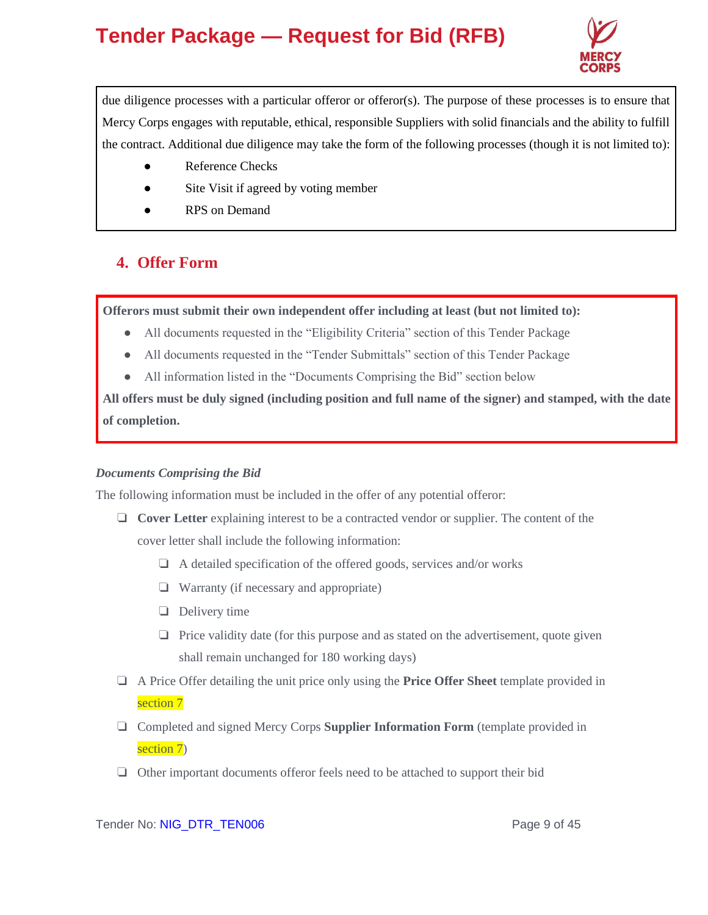due diligence processes with a particular offeror or offeror(s). The purpose of these processes is to ensure that Mercy Corps engages with reputable, ethical, responsible Suppliers with solid financials and the ability to fulfill the contract. Additional due diligence may take the form of the following processes (though it is not limited to):

- Reference Checks
- Site Visit if agreed by voting member
- RPS on Demand

## 4. Offer Form

**Offerors must submit their own independent offer including at least (but not limited to):**

- All documents requested in the "Eligibility Criteria" section of this Tender Package
- All documents requested in the "Tender Submittals" section of this Tender Package
- All information listed in the "Documents Comprising the Bid" section below

**All offers must be duly signed (including position and full name of the signer) and stamped, with the date of completion.**

***Documents Comprising the Bid***

The following information must be included in the offer of any potential offeror:

- ❏ **Cover Letter** explaining interest to be a contracted vendor or supplier. The content of the cover letter shall include the following information:
  - ❏ A detailed specification of the offered goods, services and/or works
  - ❏ Warranty (if necessary and appropriate)
  - ❏ Delivery time
  - ❏ Price validity date (for this purpose and as stated on the advertisement, quote given shall remain unchanged for 180 working days)
- ❏ A Price Offer detailing the unit price only using the **Price Offer Sheet** template provided in section 7
- ❏ Completed and signed Mercy Corps **Supplier Information Form** (template provided in section 7)
- ❏ Other important documents offeror feels need to be attached to support their bid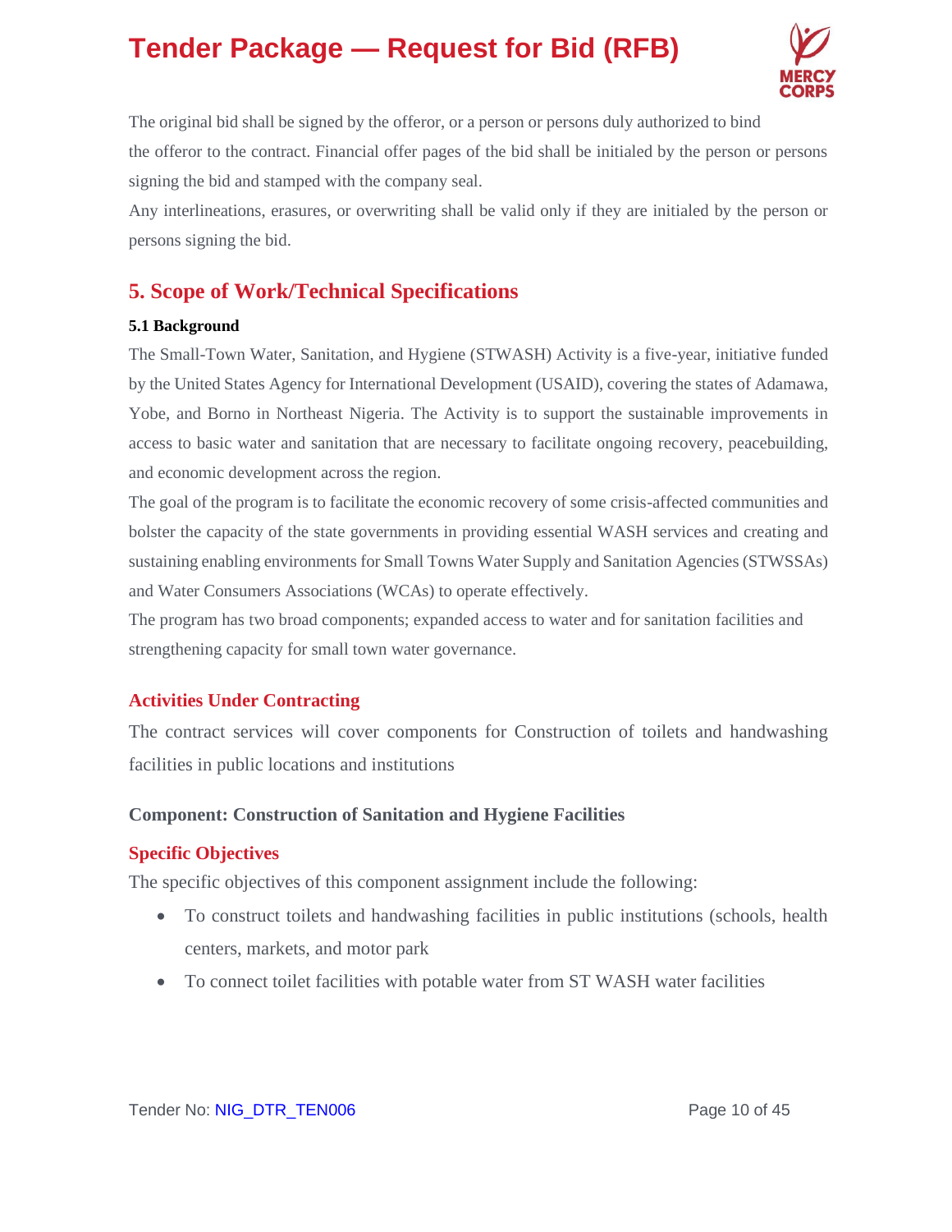The original bid shall be signed by the offeror, or a person or persons duly authorized to bind the offeror to the contract. Financial offer pages of the bid shall be initialed by the person or persons signing the bid and stamped with the company seal.

Any interlineations, erasures, or overwriting shall be valid only if they are initialed by the person or persons signing the bid.

## 5. Scope of Work/Technical Specifications

#### 5.1 Background

The Small-Town Water, Sanitation, and Hygiene (STWASH) Activity is a five-year, initiative funded by the United States Agency for International Development (USAID), covering the states of Adamawa, Yobe, and Borno in Northeast Nigeria. The Activity is to support the sustainable improvements in access to basic water and sanitation that are necessary to facilitate ongoing recovery, peacebuilding, and economic development across the region.

The goal of the program is to facilitate the economic recovery of some crisis-affected communities and bolster the capacity of the state governments in providing essential WASH services and creating and sustaining enabling environments for Small Towns Water Supply and Sanitation Agencies (STWSSAs) and Water Consumers Associations (WCAs) to operate effectively.

The program has two broad components; expanded access to water and for sanitation facilities and strengthening capacity for small town water governance.

### Activities Under Contracting

The contract services will cover components for Construction of toilets and handwashing facilities in public locations and institutions

**Component: Construction of Sanitation and Hygiene Facilities**

### Specific Objectives

The specific objectives of this component assignment include the following:

- To construct toilets and handwashing facilities in public institutions (schools, health centers, markets, and motor park
- To connect toilet facilities with potable water from ST WASH water facilities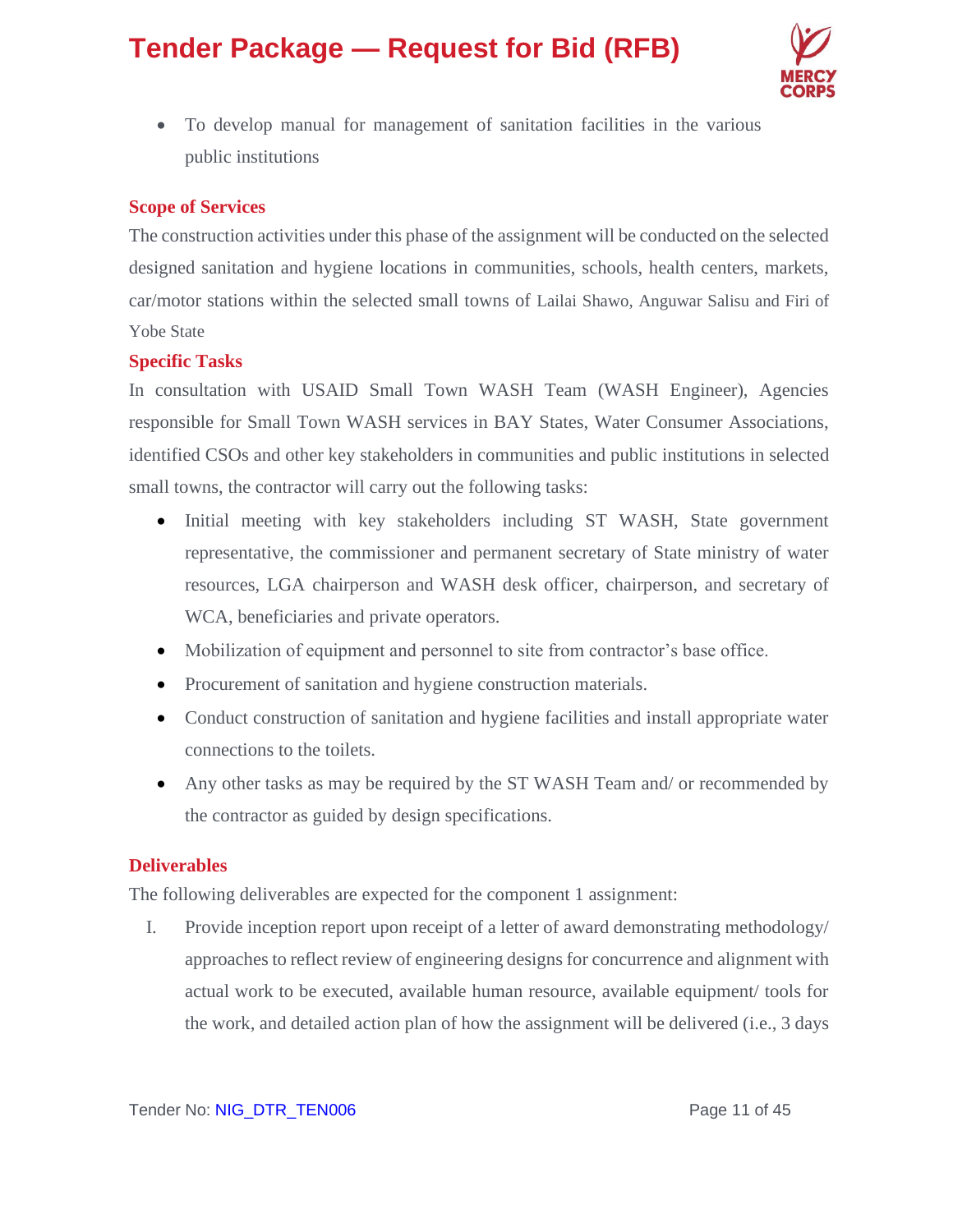- To develop manual for management of sanitation facilities in the various public institutions

### Scope of Services

The construction activities under this phase of the assignment will be conducted on the selected designed sanitation and hygiene locations in communities, schools, health centers, markets, car/motor stations within the selected small towns of Lailai Shawo, Anguwar Salisu and Firi of Yobe State

### Specific Tasks

In consultation with USAID Small Town WASH Team (WASH Engineer), Agencies responsible for Small Town WASH services in BAY States, Water Consumer Associations, identified CSOs and other key stakeholders in communities and public institutions in selected small towns, the contractor will carry out the following tasks:

- Initial meeting with key stakeholders including ST WASH, State government representative, the commissioner and permanent secretary of State ministry of water resources, LGA chairperson and WASH desk officer, chairperson, and secretary of WCA, beneficiaries and private operators.
- Mobilization of equipment and personnel to site from contractor's base office.
- Procurement of sanitation and hygiene construction materials.
- Conduct construction of sanitation and hygiene facilities and install appropriate water connections to the toilets.
- Any other tasks as may be required by the ST WASH Team and/ or recommended by the contractor as guided by design specifications.

### Deliverables

The following deliverables are expected for the component 1 assignment:

I. Provide inception report upon receipt of a letter of award demonstrating methodology/ approaches to reflect review of engineering designs for concurrence and alignment with actual work to be executed, available human resource, available equipment/ tools for the work, and detailed action plan of how the assignment will be delivered (i.e., 3 days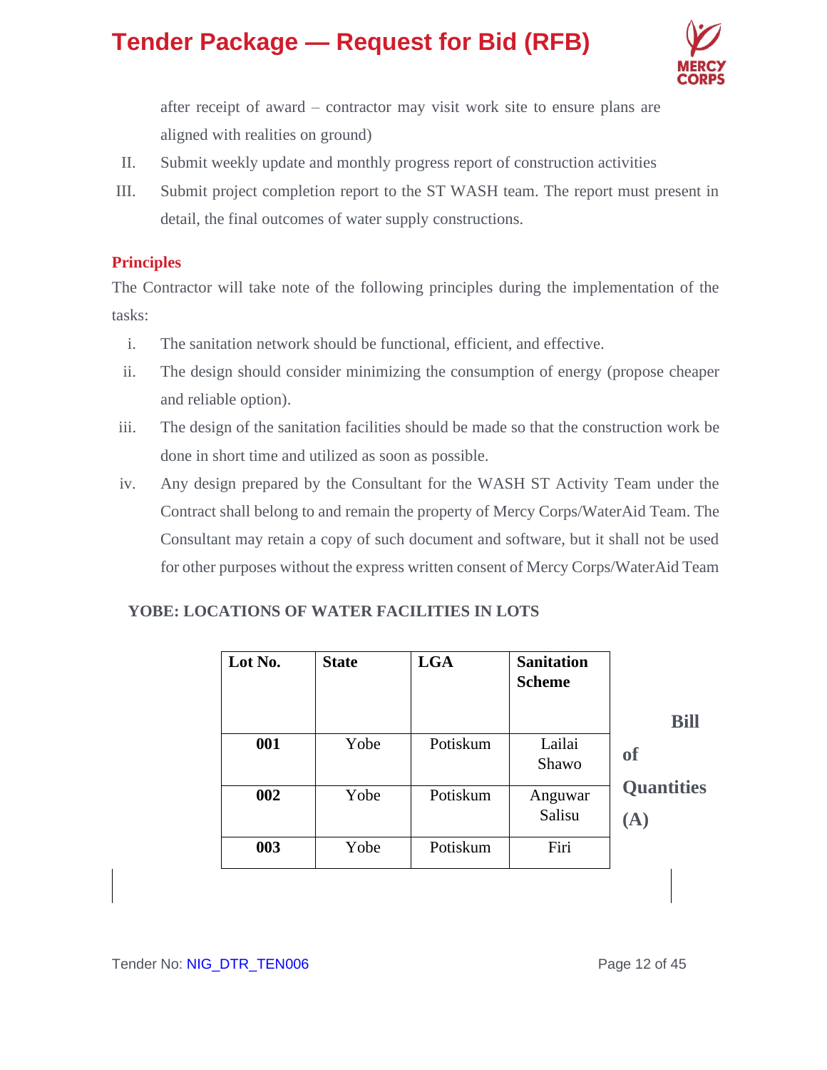after receipt of award – contractor may visit work site to ensure plans are aligned with realities on ground)

II. Submit weekly update and monthly progress report of construction activities

III. Submit project completion report to the ST WASH team. The report must present in detail, the final outcomes of water supply constructions.

## Principles

The Contractor will take note of the following principles during the implementation of the tasks:

i. The sanitation network should be functional, efficient, and effective.

ii. The design should consider minimizing the consumption of energy (propose cheaper and reliable option).

iii. The design of the sanitation facilities should be made so that the construction work be done in short time and utilized as soon as possible.

iv. Any design prepared by the Consultant for the WASH ST Activity Team under the Contract shall belong to and remain the property of Mercy Corps/WaterAid Team. The Consultant may retain a copy of such document and software, but it shall not be used for other purposes without the express written consent of Mercy Corps/WaterAid Team

### YOBE: LOCATIONS OF WATER FACILITIES IN LOTS

| Lot No. | State | LGA | Sanitation Scheme |
|---|---|---|---|
| **001** | Yobe | Potiskum | Lailai Shawo |
| **002** | Yobe | Potiskum | Anguwar Salisu |
| **003** | Yobe | Potiskum | Firi |

**Bill of Quantities (A)**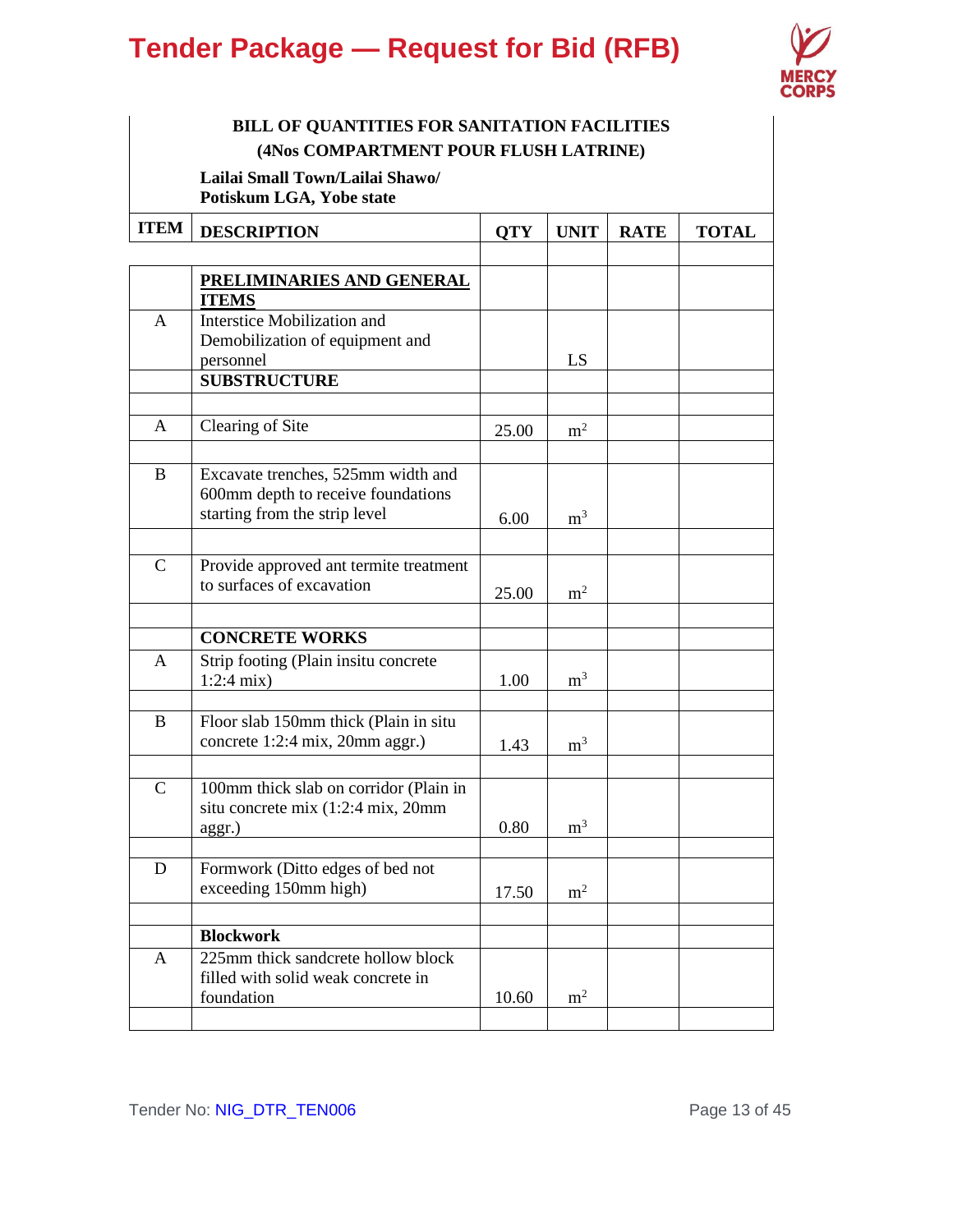**BILL OF QUANTITIES FOR SANITATION FACILITIES**
**(4Nos COMPARTMENT POUR FLUSH LATRINE)**

**Lailai Small Town/Lailai Shawo/**
**Potiskum LGA, Yobe state**

| ITEM | DESCRIPTION | QTY | UNIT | RATE | TOTAL |
|---|---|---|---|---|---|
| | | | | | |
| | **PRELIMINARIES AND GENERAL ITEMS** | | | | |
| A | Interstice Mobilization and Demobilization of equipment and personnel | | LS | | |
| | **SUBSTRUCTURE** | | | | |
| | | | | | |
| A | Clearing of Site | 25.00 | $m^2$ | | |
| | | | | | |
| B | Excavate trenches, 525mm width and 600mm depth to receive foundations starting from the strip level | 6.00 | $m^3$ | | |
| | | | | | |
| C | Provide approved ant termite treatment to surfaces of excavation | 25.00 | $m^2$ | | |
| | | | | | |
| | **CONCRETE WORKS** | | | | |
| A | Strip footing (Plain insitu concrete 1:2:4 mix) | 1.00 | $m^3$ | | |
| | | | | | |
| B | Floor slab 150mm thick (Plain in situ concrete 1:2:4 mix, 20mm aggr.) | 1.43 | $m^3$ | | |
| | | | | | |
| C | 100mm thick slab on corridor (Plain in situ concrete mix (1:2:4 mix, 20mm aggr.) | 0.80 | $m^3$ | | |
| | | | | | |
| D | Formwork (Ditto edges of bed not exceeding 150mm high) | 17.50 | $m^2$ | | |
| | | | | | |
| | **Blockwork** | | | | |
| A | 225mm thick sandcrete hollow block filled with solid weak concrete in foundation | 10.60 | $m^2$ | | |
| | | | | | |

Tender No: NIG_DTR_TEN006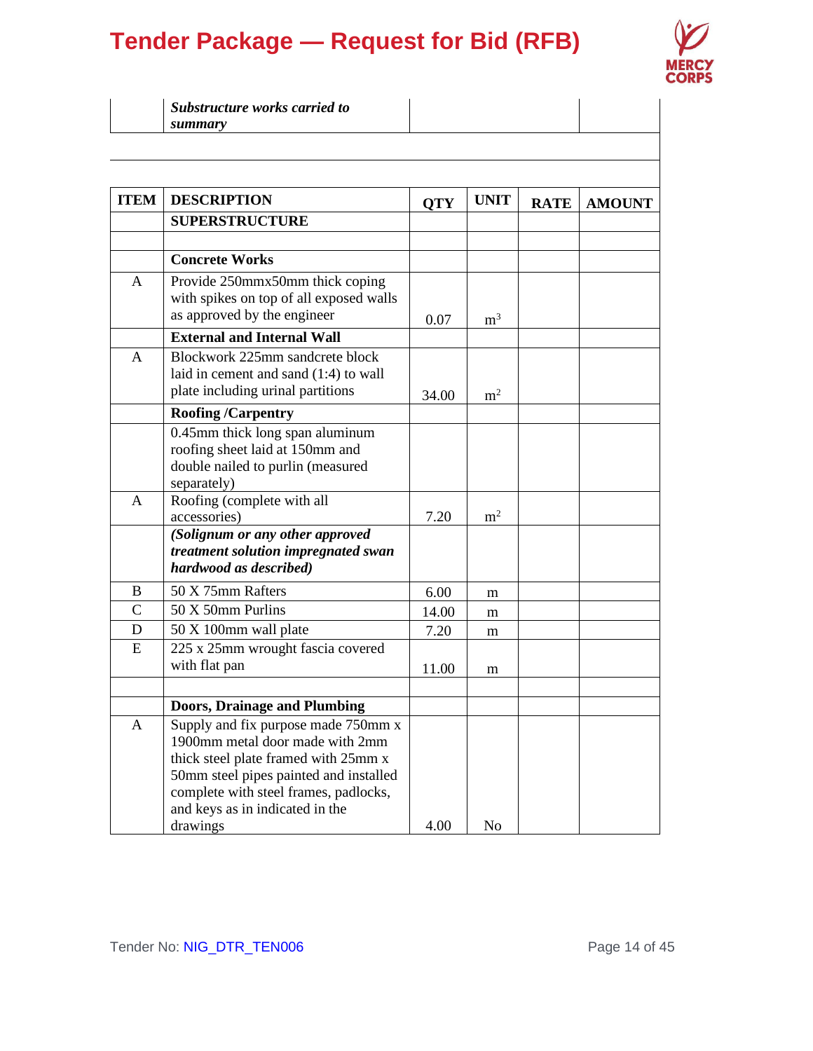| | *Substructure works carried to summary* | | | | |
|---|---|---|---|---|---|
| | | | | | |
| | | | | | |
| **ITEM** | **DESCRIPTION** | **QTY** | **UNIT** | **RATE** | **AMOUNT** |
| | **SUPERSTRUCTURE** | | | | |
| | | | | | |
| | **Concrete Works** | | | | |
| A | Provide 250mmx50mm thick coping with spikes on top of all exposed walls as approved by the engineer | 0.07 | $m^3$ | | |
| | **External and Internal Wall** | | | | |
| A | Blockwork 225mm sandcrete block laid in cement and sand (1:4) to wall plate including urinal partitions | 34.00 | $m^2$ | | |
| | **Roofing /Carpentry** | | | | |
| | 0.45mm thick long span aluminum roofing sheet laid at 150mm and double nailed to purlin (measured separately) | | | | |
| A | Roofing (complete with all accessories) | 7.20 | $m^2$ | | |
| | ***(Solignum or any other approved treatment solution impregnated swan hardwood as described)*** | | | | |
| B | 50 X 75mm Rafters | 6.00 | m | | |
| C | 50 X 50mm Purlins | 14.00 | m | | |
| D | 50 X 100mm wall plate | 7.20 | m | | |
| E | 225 x 25mm wrought fascia covered with flat pan | 11.00 | m | | |
| | | | | | |
| | **Doors, Drainage and Plumbing** | | | | |
| A | Supply and fix purpose made 750mm x 1900mm metal door made with 2mm thick steel plate framed with 25mm x 50mm steel pipes painted and installed complete with steel frames, padlocks, and keys as in indicated in the drawings | 4.00 | No | | |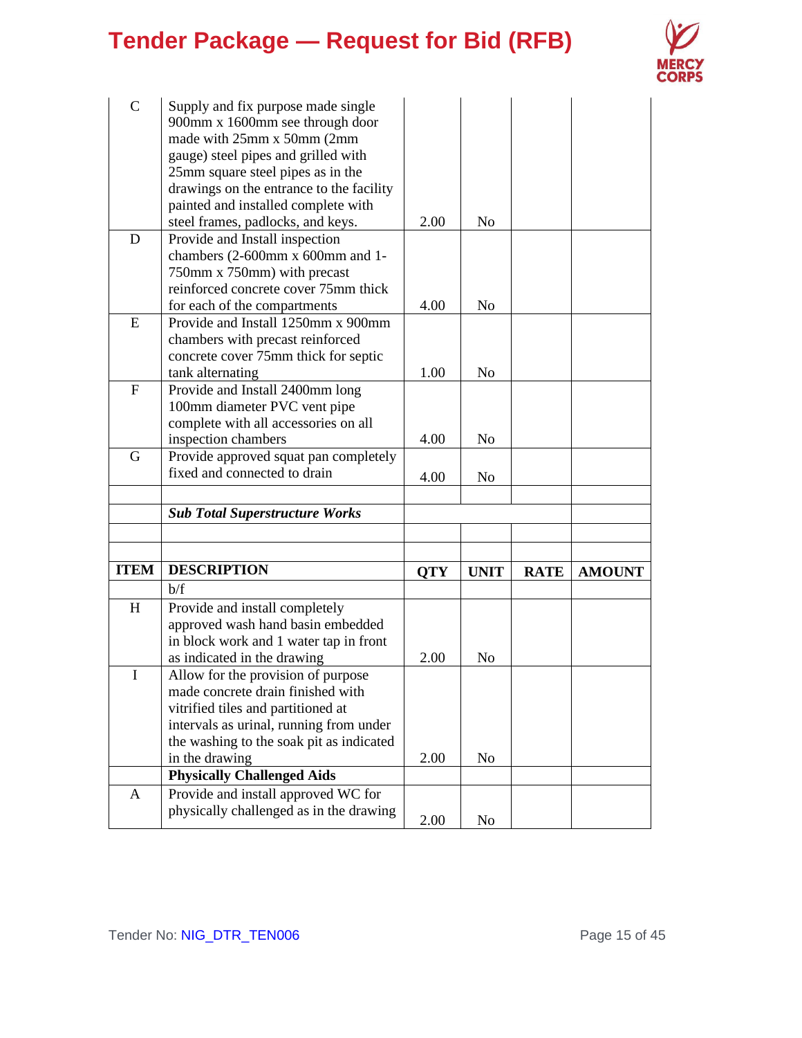| | | | | | |
|---|---|---|---|---|---|
| C | Supply and fix purpose made single 900mm x 1600mm see through door made with 25mm x 50mm (2mm gauge) steel pipes and grilled with 25mm square steel pipes as in the drawings on the entrance to the facility painted and installed complete with steel frames, padlocks, and keys. | 2.00 | No | | |
| D | Provide and Install inspection chambers (2-600mm x 600mm and 1-750mm x 750mm) with precast reinforced concrete cover 75mm thick for each of the compartments | 4.00 | No | | |
| E | Provide and Install 1250mm x 900mm chambers with precast reinforced concrete cover 75mm thick for septic tank alternating | 1.00 | No | | |
| F | Provide and Install 2400mm long 100mm diameter PVC vent pipe complete with all accessories on all inspection chambers | 4.00 | No | | |
| G | Provide approved squat pan completely fixed and connected to drain | 4.00 | No | | |
| | | | | | |
| | ***Sub Total Superstructure Works*** | | | | |
| | | | | | |
| | | | | | |
| **ITEM** | **DESCRIPTION** | **QTY** | **UNIT** | **RATE** | **AMOUNT** |
| | b/f | | | | |
| H | Provide and install completely approved wash hand basin embedded in block work and 1 water tap in front as indicated in the drawing | 2.00 | No | | |
| I | Allow for the provision of purpose made concrete drain finished with vitrified tiles and partitioned at intervals as urinal, running from under the washing to the soak pit as indicated in the drawing | 2.00 | No | | |
| | **Physically Challenged Aids** | | | | |
| A | Provide and install approved WC for physically challenged as in the drawing | 2.00 | No | | |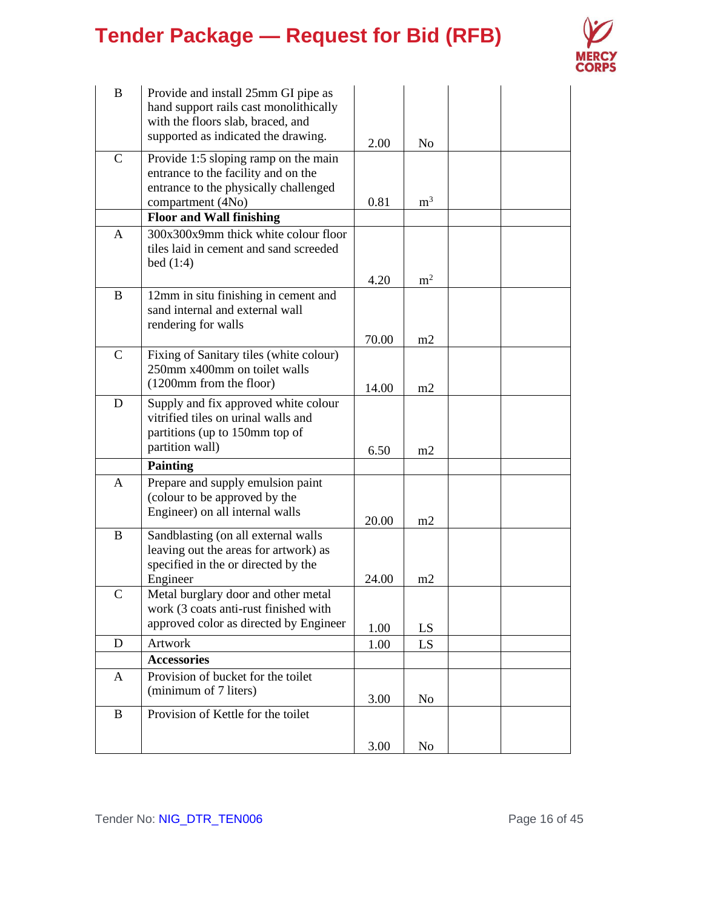| | | | | | |
|---|---|---|---|---|---|
| B | Provide and install 25mm GI pipe as hand support rails cast monolithically with the floors slab, braced, and supported as indicated the drawing. | 2.00 | No | | |
| C | Provide 1:5 sloping ramp on the main entrance to the facility and on the entrance to the physically challenged compartment (4No) | 0.81 | $m^3$ | | |
| | **Floor and Wall finishing** | | | | |
| A | 300x300x9mm thick white colour floor tiles laid in cement and sand screeded bed (1:4) | 4.20 | $m^2$ | | |
| B | 12mm in situ finishing in cement and sand internal and external wall rendering for walls | 70.00 | m2 | | |
| C | Fixing of Sanitary tiles (white colour) 250mm x400mm on toilet walls (1200mm from the floor) | 14.00 | m2 | | |
| D | Supply and fix approved white colour vitrified tiles on urinal walls and partitions (up to 150mm top of partition wall) | 6.50 | m2 | | |
| | **Painting** | | | | |
| A | Prepare and supply emulsion paint (colour to be approved by the Engineer) on all internal walls | 20.00 | m2 | | |
| B | Sandblasting (on all external walls leaving out the areas for artwork) as specified in the or directed by the Engineer | 24.00 | m2 | | |
| C | Metal burglary door and other metal work (3 coats anti-rust finished with approved color as directed by Engineer | 1.00 | LS | | |
| D | Artwork | 1.00 | LS | | |
| | **Accessories** | | | | |
| A | Provision of bucket for the toilet (minimum of 7 liters) | 3.00 | No | | |
| B | Provision of Kettle for the toilet | 3.00 | No | | |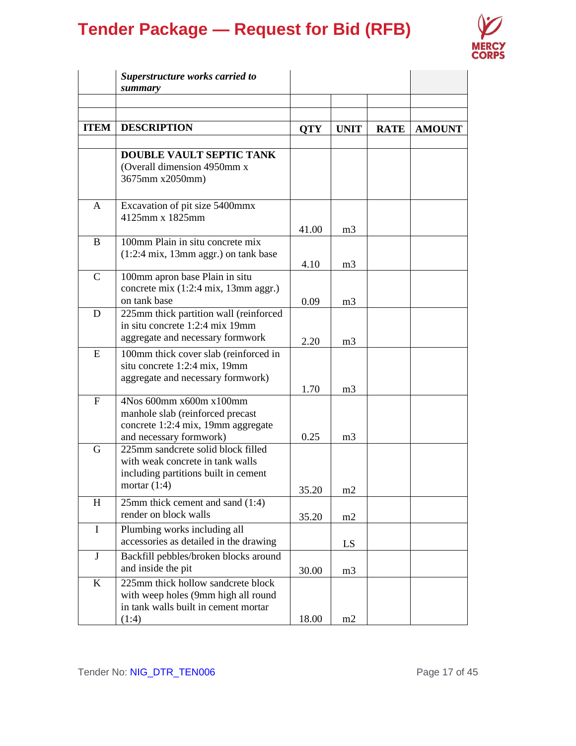| ITEM | DESCRIPTION | QTY | UNIT | RATE | AMOUNT |
|---|---|---|---|---|---|
| | ***Superstructure works carried to summary*** | | | | |
| | | | | | |
| | | | | | |
| **ITEM** | **DESCRIPTION** | **QTY** | **UNIT** | **RATE** | **AMOUNT** |
| | | | | | |
| | **DOUBLE VAULT SEPTIC TANK** (Overall dimension 4950mm x 3675mm x2050mm) | | | | |
| A | Excavation of pit size 5400mmx 4125mm x 1825mm | 41.00 | m3 | | |
| B | 100mm Plain in situ concrete mix (1:2:4 mix, 13mm aggr.) on tank base | 4.10 | m3 | | |
| C | 100mm apron base Plain in situ concrete mix (1:2:4 mix, 13mm aggr.) on tank base | 0.09 | m3 | | |
| D | 225mm thick partition wall (reinforced in situ concrete 1:2:4 mix 19mm aggregate and necessary formwork | 2.20 | m3 | | |
| E | 100mm thick cover slab (reinforced in situ concrete 1:2:4 mix, 19mm aggregate and necessary formwork) | 1.70 | m3 | | |
| F | 4Nos 600mm x600m x100mm manhole slab (reinforced precast concrete 1:2:4 mix, 19mm aggregate and necessary formwork) | 0.25 | m3 | | |
| G | 225mm sandcrete solid block filled with weak concrete in tank walls including partitions built in cement mortar (1:4) | 35.20 | m2 | | |
| H | 25mm thick cement and sand (1:4) render on block walls | 35.20 | m2 | | |
| I | Plumbing works including all accessories as detailed in the drawing | | LS | | |
| J | Backfill pebbles/broken blocks around and inside the pit | 30.00 | m3 | | |
| K | 225mm thick hollow sandcrete block with weep holes (9mm high all round in tank walls built in cement mortar (1:4) | 18.00 | m2 | | |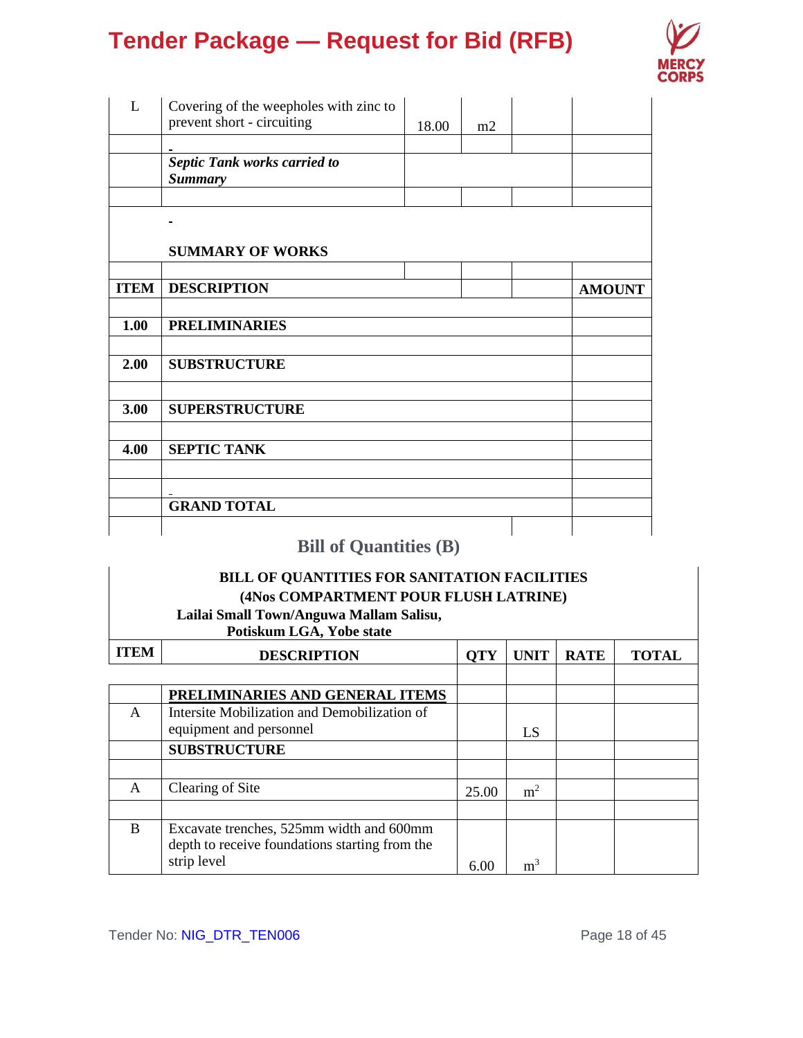| | | | | | |
|---|---|---|---|---|---|
| L | Covering of the weepholes with zinc to prevent short - circuiting | 18.00 | m2 | | |
| | - | | | | |
| | ***Septic Tank works carried to Summary*** | | | | |
| | | | | | |

**SUMMARY OF WORKS**

| ITEM | DESCRIPTION | AMOUNT |
|---|---|---|
| | | |
| 1.00 | **PRELIMINARIES** | |
| | | |
| 2.00 | **SUBSTRUCTURE** | |
| | | |
| 3.00 | **SUPERSTRUCTURE** | |
| | | |
| 4.00 | **SEPTIC TANK** | |
| | | |
| | | |
| | **GRAND TOTAL** | |
| | | |

## Bill of Quantities (B)

**BILL OF QUANTITIES FOR SANITATION FACILITIES**
**(4Nos COMPARTMENT POUR FLUSH LATRINE)**
**Lailai Small Town/Anguwa Mallam Salisu,**
**Potiskum LGA, Yobe state**

| ITEM | DESCRIPTION | QTY | UNIT | RATE | TOTAL |
|---|---|---|---|---|---|
| | | | | | |
| | **PRELIMINARIES AND GENERAL ITEMS** | | | | |
| A | Intersite Mobilization and Demobilization of equipment and personnel | | LS | | |
| | **SUBSTRUCTURE** | | | | |
| | | | | | |
| A | Clearing of Site | 25.00 | $m^2$ | | |
| | | | | | |
| B | Excavate trenches, 525mm width and 600mm depth to receive foundations starting from the strip level | 6.00 | $m^3$ | | |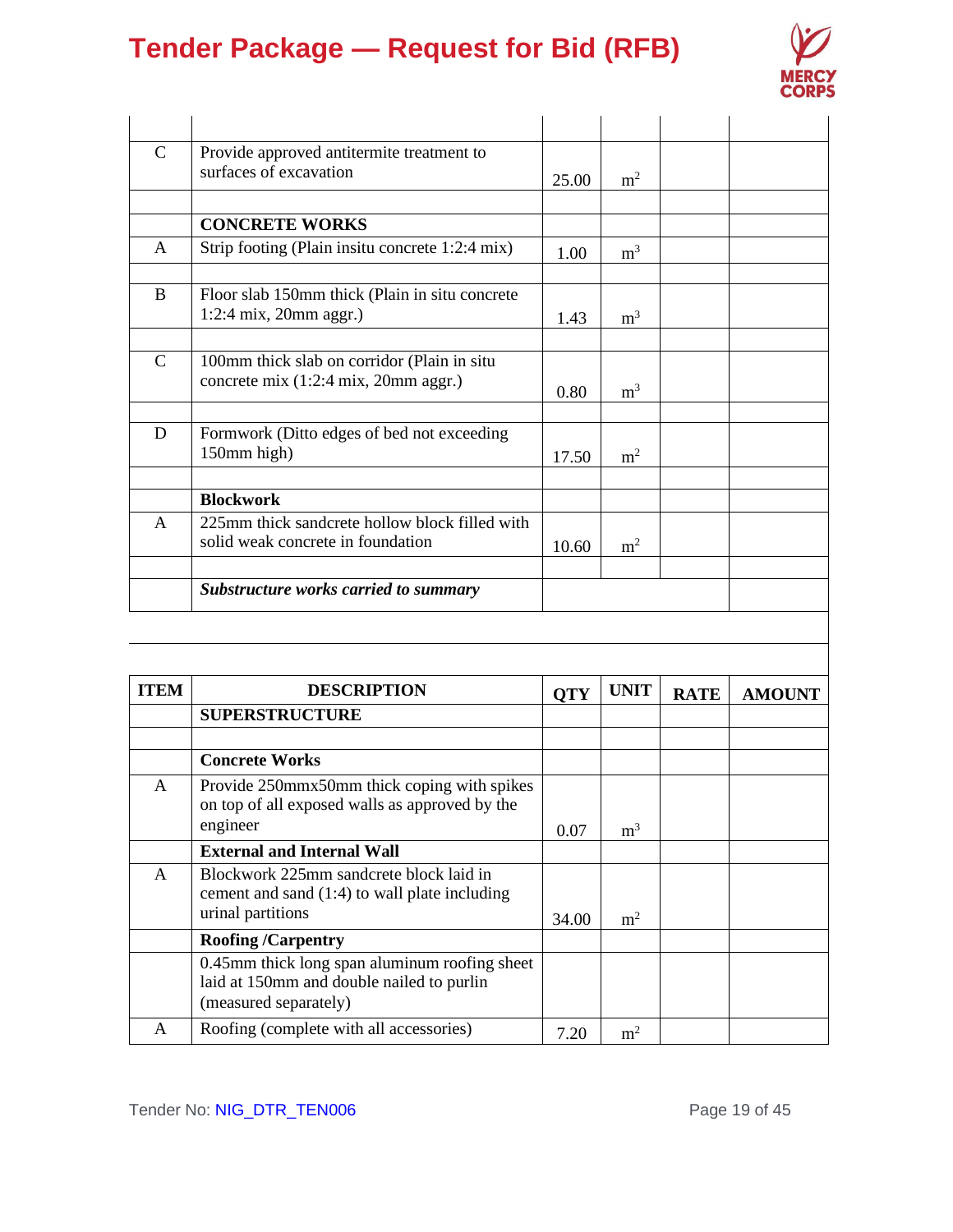| | | | | | |
|---|---|---|---|---|---|
| | | | | | |
| C | Provide approved antitermite treatment to surfaces of excavation | 25.00 | $m^2$ | | |
| | | | | | |
| | **CONCRETE WORKS** | | | | |
| A | Strip footing (Plain insitu concrete 1:2:4 mix) | 1.00 | $m^3$ | | |
| | | | | | |
| B | Floor slab 150mm thick (Plain in situ concrete 1:2:4 mix, 20mm aggr.) | 1.43 | $m^3$ | | |
| | | | | | |
| C | 100mm thick slab on corridor (Plain in situ concrete mix (1:2:4 mix, 20mm aggr.) | 0.80 | $m^3$ | | |
| | | | | | |
| D | Formwork (Ditto edges of bed not exceeding 150mm high) | 17.50 | $m^2$ | | |
| | | | | | |
| | **Blockwork** | | | | |
| A | 225mm thick sandcrete hollow block filled with solid weak concrete in foundation | 10.60 | $m^2$ | | |
| | | | | | |
| | ***Substructure works carried to summary*** | | | | |

| ITEM | DESCRIPTION | QTY | UNIT | RATE | AMOUNT |
|---|---|---|---|---|---|
| | **SUPERSTRUCTURE** | | | | |
| | | | | | |
| | **Concrete Works** | | | | |
| A | Provide 250mmx50mm thick coping with spikes on top of all exposed walls as approved by the engineer | 0.07 | $m^3$ | | |
| | **External and Internal Wall** | | | | |
| A | Blockwork 225mm sandcrete block laid in cement and sand (1:4) to wall plate including urinal partitions | 34.00 | $m^2$ | | |
| | **Roofing /Carpentry** | | | | |
| | 0.45mm thick long span aluminum roofing sheet laid at 150mm and double nailed to purlin (measured separately) | | | | |
| A | Roofing (complete with all accessories) | 7.20 | $m^2$ | | |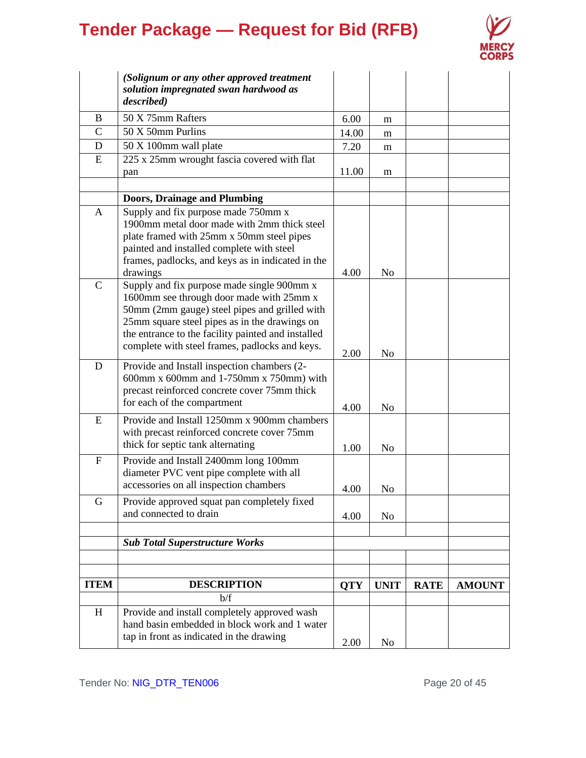| | | | | | |
|---|---|---|---|---|---|
| | ***(Solignum or any other approved treatment solution impregnated swan hardwood as described)*** | | | | |
| B | 50 X 75mm Rafters | 6.00 | m | | |
| C | 50 X 50mm Purlins | 14.00 | m | | |
| D | 50 X 100mm wall plate | 7.20 | m | | |
| E | 225 x 25mm wrought fascia covered with flat pan | 11.00 | m | | |
| | | | | | |
| | **Doors, Drainage and Plumbing** | | | | |
| A | Supply and fix purpose made 750mm x 1900mm metal door made with 2mm thick steel plate framed with 25mm x 50mm steel pipes painted and installed complete with steel frames, padlocks, and keys as in indicated in the drawings | 4.00 | No | | |
| C | Supply and fix purpose made single 900mm x 1600mm see through door made with 25mm x 50mm (2mm gauge) steel pipes and grilled with 25mm square steel pipes as in the drawings on the entrance to the facility painted and installed complete with steel frames, padlocks and keys. | 2.00 | No | | |
| D | Provide and Install inspection chambers (2-600mm x 600mm and 1-750mm x 750mm) with precast reinforced concrete cover 75mm thick for each of the compartment | 4.00 | No | | |
| E | Provide and Install 1250mm x 900mm chambers with precast reinforced concrete cover 75mm thick for septic tank alternating | 1.00 | No | | |
| F | Provide and Install 2400mm long 100mm diameter PVC vent pipe complete with all accessories on all inspection chambers | 4.00 | No | | |
| G | Provide approved squat pan completely fixed and connected to drain | 4.00 | No | | |
| | | | | | |
| | ***Sub Total Superstructure Works*** | | | | |
| | | | | | |
| | | | | | |

| ITEM | DESCRIPTION | QTY | UNIT | RATE | AMOUNT |
|---|---|---|---|---|---|
| | b/f | | | | |
| H | Provide and install completely approved wash hand basin embedded in block work and 1 water tap in front as indicated in the drawing | 2.00 | No | | |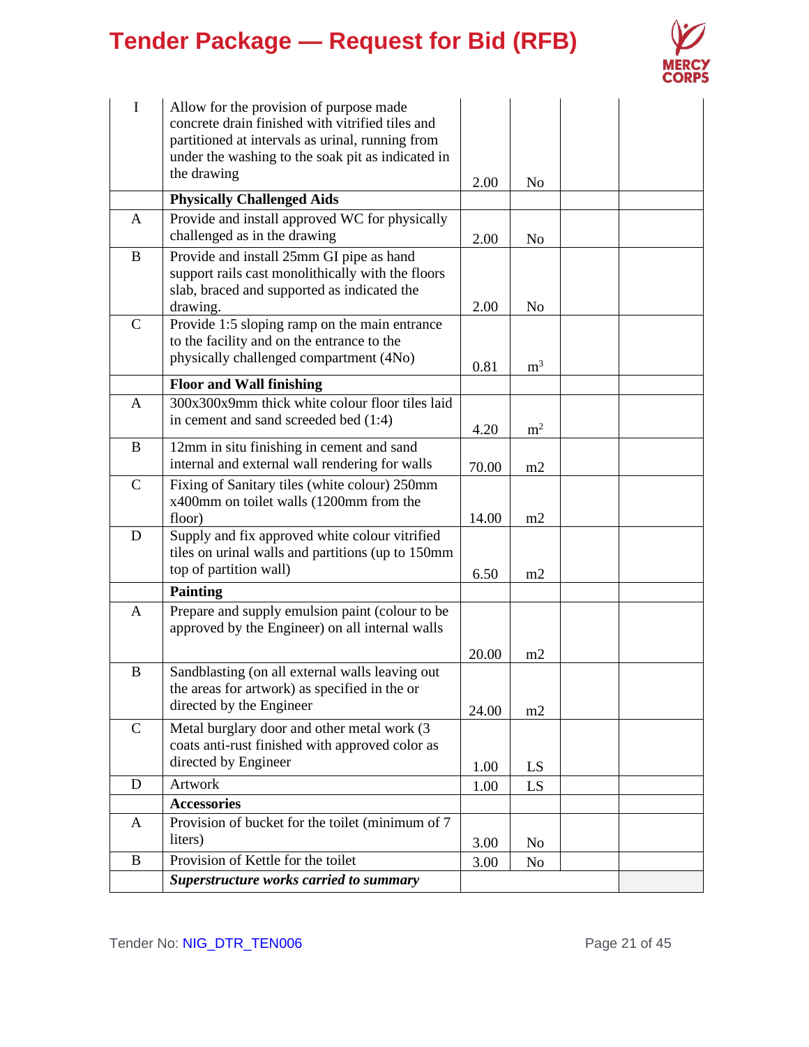| | | | | | |
|---|---|---|---|---|---|
| I | Allow for the provision of purpose made concrete drain finished with vitrified tiles and partitioned at intervals as urinal, running from under the washing to the soak pit as indicated in the drawing | 2.00 | No | | |
| | **Physically Challenged Aids** | | | | |
| A | Provide and install approved WC for physically challenged as in the drawing | 2.00 | No | | |
| B | Provide and install 25mm GI pipe as hand support rails cast monolithically with the floors slab, braced and supported as indicated the drawing. | 2.00 | No | | |
| C | Provide 1:5 sloping ramp on the main entrance to the facility and on the entrance to the physically challenged compartment (4No) | 0.81 | $m^3$ | | |
| | **Floor and Wall finishing** | | | | |
| A | 300x300x9mm thick white colour floor tiles laid in cement and sand screeded bed (1:4) | 4.20 | $m^2$ | | |
| B | 12mm in situ finishing in cement and sand internal and external wall rendering for walls | 70.00 | m2 | | |
| C | Fixing of Sanitary tiles (white colour) 250mm x400mm on toilet walls (1200mm from the floor) | 14.00 | m2 | | |
| D | Supply and fix approved white colour vitrified tiles on urinal walls and partitions (up to 150mm top of partition wall) | 6.50 | m2 | | |
| | **Painting** | | | | |
| A | Prepare and supply emulsion paint (colour to be approved by the Engineer) on all internal walls | 20.00 | m2 | | |
| B | Sandblasting (on all external walls leaving out the areas for artwork) as specified in the or directed by the Engineer | 24.00 | m2 | | |
| C | Metal burglary door and other metal work (3 coats anti-rust finished with approved color as directed by Engineer | 1.00 | LS | | |
| D | Artwork | 1.00 | LS | | |
| | **Accessories** | | | | |
| A | Provision of bucket for the toilet (minimum of 7 liters) | 3.00 | No | | |
| B | Provision of Kettle for the toilet | 3.00 | No | | |
| | ***Superstructure works carried to summary*** | | | | |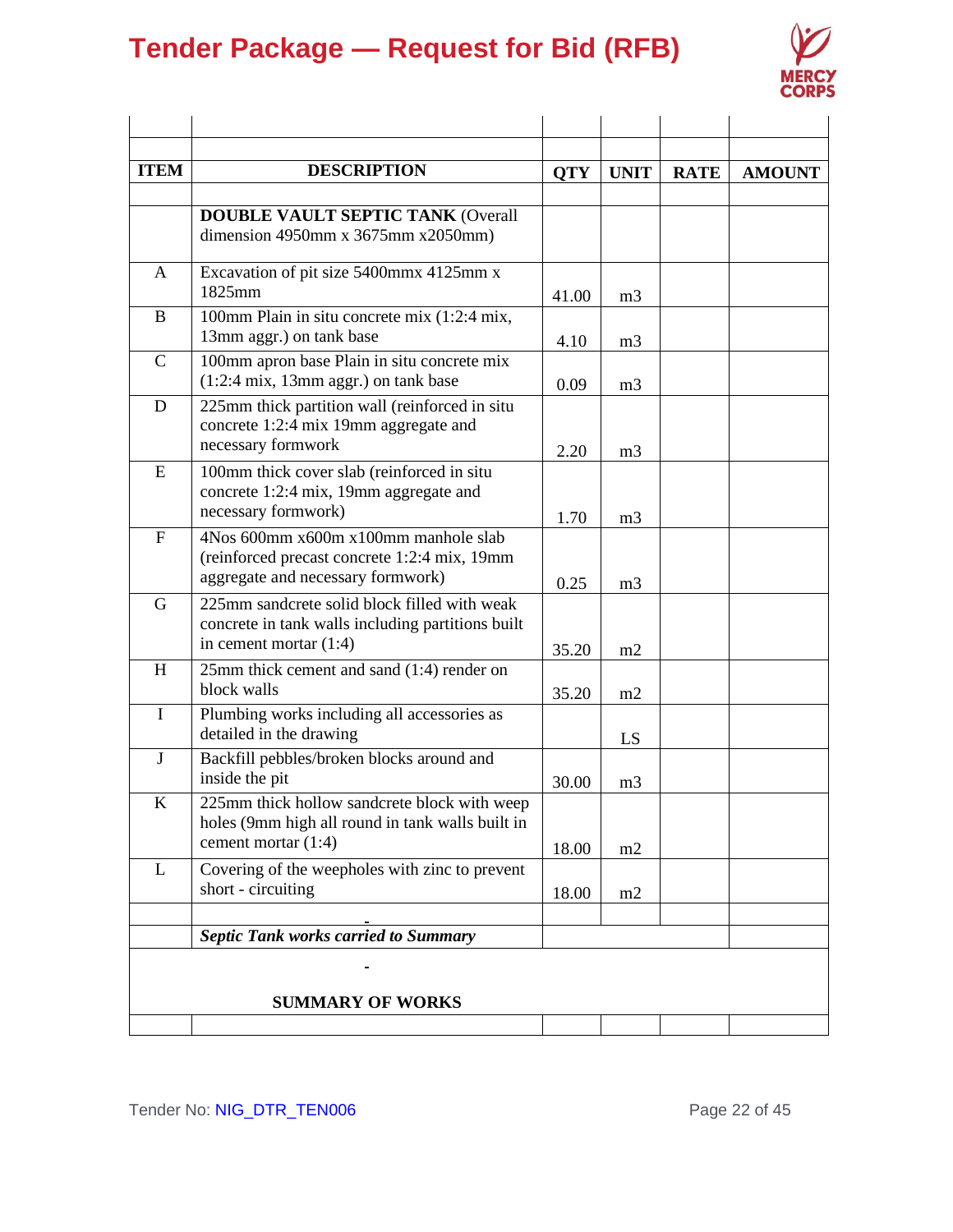# Tender Package — Request for Bid (RFB)

| ITEM | DESCRIPTION | QTY | UNIT | RATE | AMOUNT |
|---|---|---|---|---|---|
| | **DOUBLE VAULT SEPTIC TANK** (Overall dimension 4950mm x 3675mm x2050mm) | | | | |
| A | Excavation of pit size 5400mmx 4125mm x 1825mm | 41.00 | m3 | | |
| B | 100mm Plain in situ concrete mix (1:2:4 mix, 13mm aggr.) on tank base | 4.10 | m3 | | |
| C | 100mm apron base Plain in situ concrete mix (1:2:4 mix, 13mm aggr.) on tank base | 0.09 | m3 | | |
| D | 225mm thick partition wall (reinforced in situ concrete 1:2:4 mix 19mm aggregate and necessary formwork | 2.20 | m3 | | |
| E | 100mm thick cover slab (reinforced in situ concrete 1:2:4 mix, 19mm aggregate and necessary formwork) | 1.70 | m3 | | |
| F | 4Nos 600mm x600m x100mm manhole slab (reinforced precast concrete 1:2:4 mix, 19mm aggregate and necessary formwork) | 0.25 | m3 | | |
| G | 225mm sandcrete solid block filled with weak concrete in tank walls including partitions built in cement mortar (1:4) | 35.20 | m2 | | |
| H | 25mm thick cement and sand (1:4) render on block walls | 35.20 | m2 | | |
| I | Plumbing works including all accessories as detailed in the drawing | | LS | | |
| J | Backfill pebbles/broken blocks around and inside the pit | 30.00 | m3 | | |
| K | 225mm thick hollow sandcrete block with weep holes (9mm high all round in tank walls built in cement mortar (1:4) | 18.00 | m2 | | |
| L | Covering of the weepholes with zinc to prevent short - circuiting | 18.00 | m2 | | |
| | - | | | | |
| | ***Septic Tank works carried to Summary*** | | | | |
| | - **SUMMARY OF WORKS** | | | | |
| | | | | | |

Tender No: NIG_DTR_TEN006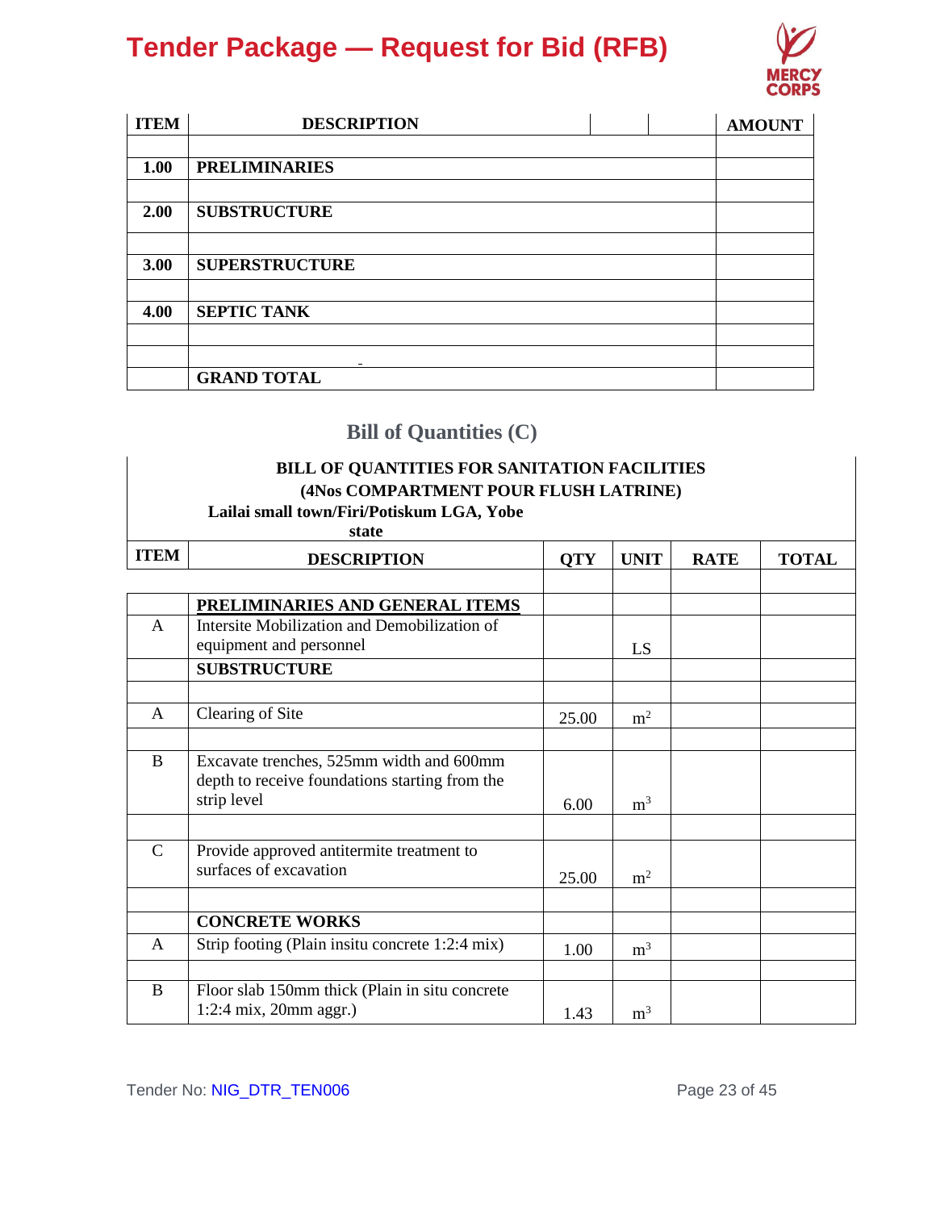# Tender Package — Request for Bid (RFB)

| ITEM | DESCRIPTION | | | AMOUNT |
|---|---|---|---|---|
| | | | | |
| 1.00 | **PRELIMINARIES** | | | |
| | | | | |
| 2.00 | **SUBSTRUCTURE** | | | |
| | | | | |
| 3.00 | **SUPERSTRUCTURE** | | | |
| | | | | |
| 4.00 | **SEPTIC TANK** | | | |
| | | | | |
| | | | | |
| | **GRAND TOTAL** | | | |

## Bill of Quantities (C)

**BILL OF QUANTITIES FOR SANITATION FACILITIES**
**(4Nos COMPARTMENT POUR FLUSH LATRINE)**
**Lailai small town/Firi/Potiskum LGA, Yobe state**

| ITEM | DESCRIPTION | QTY | UNIT | RATE | TOTAL |
|---|---|---|---|---|---|
| | | | | | |
| | **PRELIMINARIES AND GENERAL ITEMS** | | | | |
| A | Intersite Mobilization and Demobilization of equipment and personnel | | LS | | |
| | **SUBSTRUCTURE** | | | | |
| | | | | | |
| A | Clearing of Site | 25.00 | $m^2$ | | |
| | | | | | |
| B | Excavate trenches, 525mm width and 600mm depth to receive foundations starting from the strip level | 6.00 | $m^3$ | | |
| | | | | | |
| C | Provide approved antitermite treatment to surfaces of excavation | 25.00 | $m^2$ | | |
| | | | | | |
| | **CONCRETE WORKS** | | | | |
| A | Strip footing (Plain insitu concrete 1:2:4 mix) | 1.00 | $m^3$ | | |
| | | | | | |
| B | Floor slab 150mm thick (Plain in situ concrete 1:2:4 mix, 20mm aggr.) | 1.43 | $m^3$ | | |

Tender No: NIG_DTR_TEN006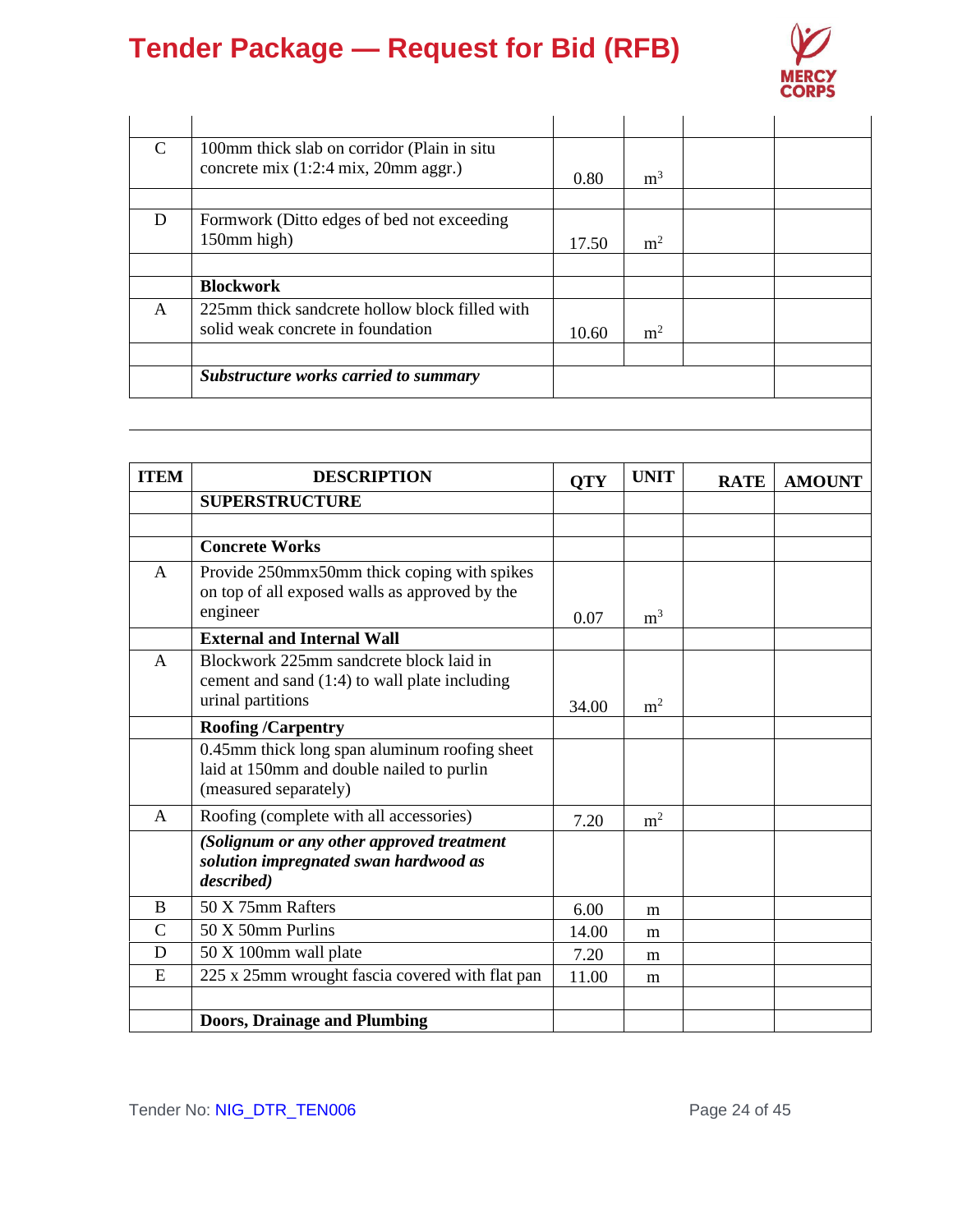| | | | | | |
|---|---|---|---|---|---|
| | | | | | |
| C | 100mm thick slab on corridor (Plain in situ concrete mix (1:2:4 mix, 20mm aggr.) | 0.80 | $m^3$ | | |
| | | | | | |
| D | Formwork (Ditto edges of bed not exceeding 150mm high) | 17.50 | $m^2$ | | |
| | | | | | |
| | **Blockwork** | | | | |
| A | 225mm thick sandcrete hollow block filled with solid weak concrete in foundation | 10.60 | $m^2$ | | |
| | | | | | |
| | ***Substructure works carried to summary*** | | | | |

| ITEM | DESCRIPTION | QTY | UNIT | RATE | AMOUNT |
|---|---|---|---|---|---|
| | **SUPERSTRUCTURE** | | | | |
| | | | | | |
| | **Concrete Works** | | | | |
| A | Provide 250mmx50mm thick coping with spikes on top of all exposed walls as approved by the engineer | 0.07 | $m^3$ | | |
| | **External and Internal Wall** | | | | |
| A | Blockwork 225mm sandcrete block laid in cement and sand (1:4) to wall plate including urinal partitions | 34.00 | $m^2$ | | |
| | **Roofing /Carpentry** | | | | |
| | 0.45mm thick long span aluminum roofing sheet laid at 150mm and double nailed to purlin (measured separately) | | | | |
| A | Roofing (complete with all accessories) | 7.20 | $m^2$ | | |
| | ***(Solignum or any other approved treatment solution impregnated swan hardwood as described)*** | | | | |
| B | 50 X 75mm Rafters | 6.00 | m | | |
| C | 50 X 50mm Purlins | 14.00 | m | | |
| D | 50 X 100mm wall plate | 7.20 | m | | |
| E | 225 x 25mm wrought fascia covered with flat pan | 11.00 | m | | |
| | | | | | |
| | **Doors, Drainage and Plumbing** | | | | |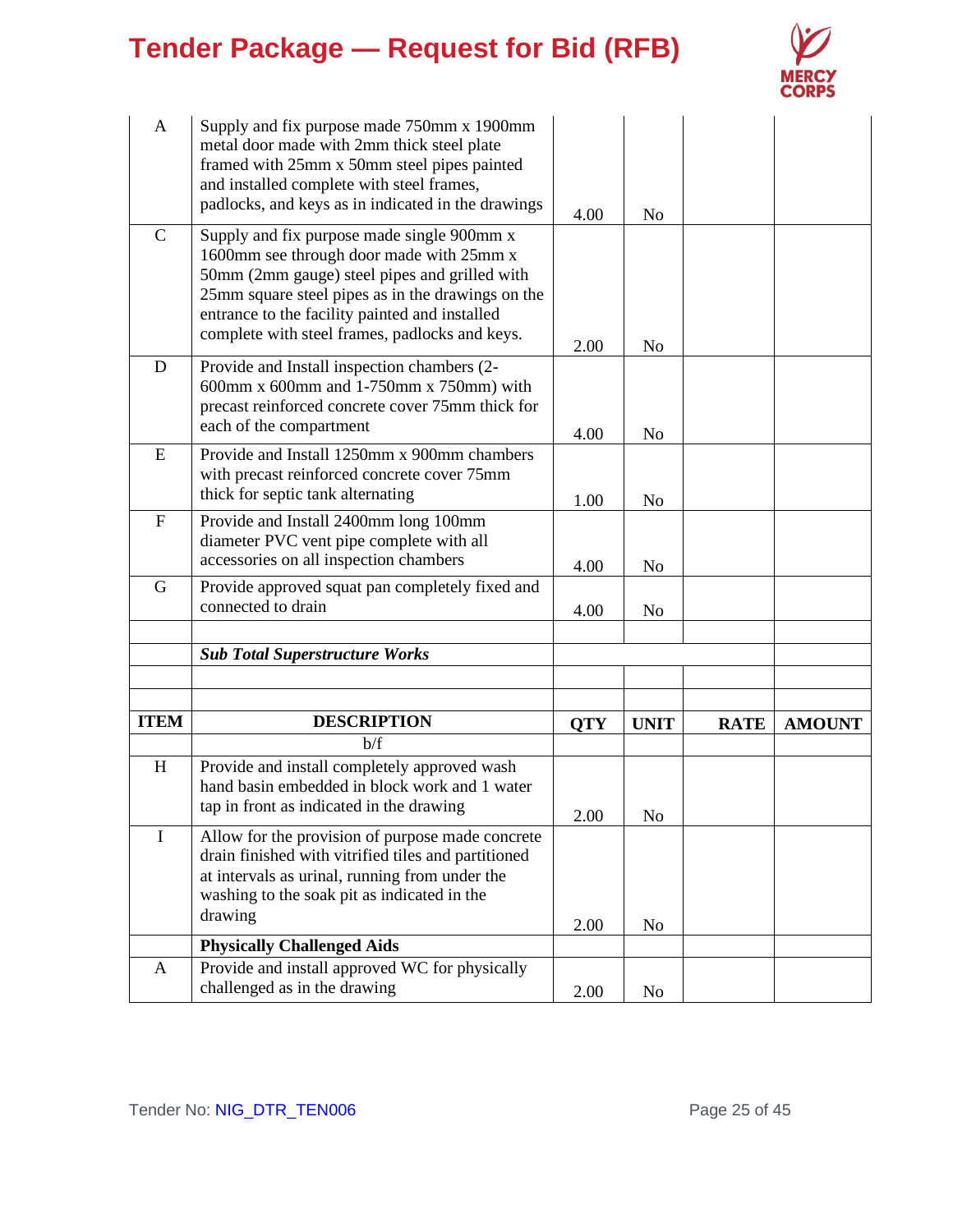| ITEM | DESCRIPTION | QTY | UNIT | RATE | AMOUNT |
|---|---|---|---|---|---|
| A | Supply and fix purpose made 750mm x 1900mm metal door made with 2mm thick steel plate framed with 25mm x 50mm steel pipes painted and installed complete with steel frames, padlocks, and keys as in indicated in the drawings | 4.00 | No | | |
| C | Supply and fix purpose made single 900mm x 1600mm see through door made with 25mm x 50mm (2mm gauge) steel pipes and grilled with 25mm square steel pipes as in the drawings on the entrance to the facility painted and installed complete with steel frames, padlocks and keys. | 2.00 | No | | |
| D | Provide and Install inspection chambers (2-600mm x 600mm and 1-750mm x 750mm) with precast reinforced concrete cover 75mm thick for each of the compartment | 4.00 | No | | |
| E | Provide and Install 1250mm x 900mm chambers with precast reinforced concrete cover 75mm thick for septic tank alternating | 1.00 | No | | |
| F | Provide and Install 2400mm long 100mm diameter PVC vent pipe complete with all accessories on all inspection chambers | 4.00 | No | | |
| G | Provide approved squat pan completely fixed and connected to drain | 4.00 | No | | |
| | | | | | |
| | ***Sub Total Superstructure Works*** | | | | |
| | | | | | |
| | | | | | |
| **ITEM** | **DESCRIPTION** | **QTY** | **UNIT** | **RATE** | **AMOUNT** |
| | b/f | | | | |
| H | Provide and install completely approved wash hand basin embedded in block work and 1 water tap in front as indicated in the drawing | 2.00 | No | | |
| I | Allow for the provision of purpose made concrete drain finished with vitrified tiles and partitioned at intervals as urinal, running from under the washing to the soak pit as indicated in the drawing | 2.00 | No | | |
| | **Physically Challenged Aids** | | | | |
| A | Provide and install approved WC for physically challenged as in the drawing | 2.00 | No | | |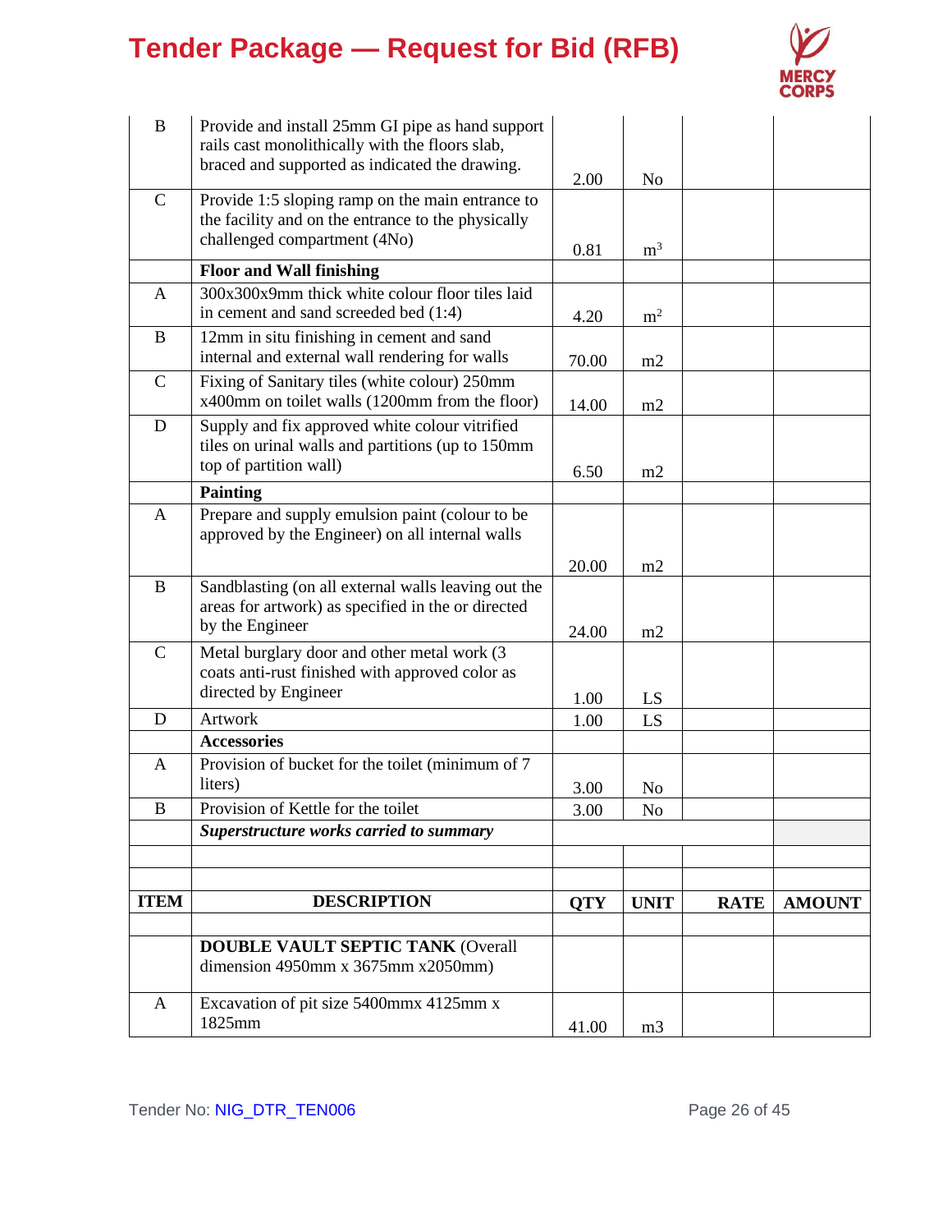| | | | | | |
|---|---|---|---|---|---|
| B | Provide and install 25mm GI pipe as hand support rails cast monolithically with the floors slab, braced and supported as indicated the drawing. | 2.00 | No | | |
| C | Provide 1:5 sloping ramp on the main entrance to the facility and on the entrance to the physically challenged compartment (4No) | 0.81 | $m^3$ | | |
| | **Floor and Wall finishing** | | | | |
| A | 300x300x9mm thick white colour floor tiles laid in cement and sand screeded bed (1:4) | 4.20 | $m^2$ | | |
| B | 12mm in situ finishing in cement and sand internal and external wall rendering for walls | 70.00 | m2 | | |
| C | Fixing of Sanitary tiles (white colour) 250mm x400mm on toilet walls (1200mm from the floor) | 14.00 | m2 | | |
| D | Supply and fix approved white colour vitrified tiles on urinal walls and partitions (up to 150mm top of partition wall) | 6.50 | m2 | | |
| | **Painting** | | | | |
| A | Prepare and supply emulsion paint (colour to be approved by the Engineer) on all internal walls | 20.00 | m2 | | |
| B | Sandblasting (on all external walls leaving out the areas for artwork) as specified in the or directed by the Engineer | 24.00 | m2 | | |
| C | Metal burglary door and other metal work (3 coats anti-rust finished with approved color as directed by Engineer | 1.00 | LS | | |
| D | Artwork | 1.00 | LS | | |
| | **Accessories** | | | | |
| A | Provision of bucket for the toilet (minimum of 7 liters) | 3.00 | No | | |
| B | Provision of Kettle for the toilet | 3.00 | No | | |
| | ***Superstructure works carried to summary*** | | | | |
| | | | | | |
| | | | | | |
| **ITEM** | **DESCRIPTION** | **QTY** | **UNIT** | **RATE** | **AMOUNT** |
| | | | | | |
| | **DOUBLE VAULT SEPTIC TANK** (Overall dimension 4950mm x 3675mm x2050mm) | | | | |
| A | Excavation of pit size 5400mmx 4125mm x 1825mm | 41.00 | m3 | | |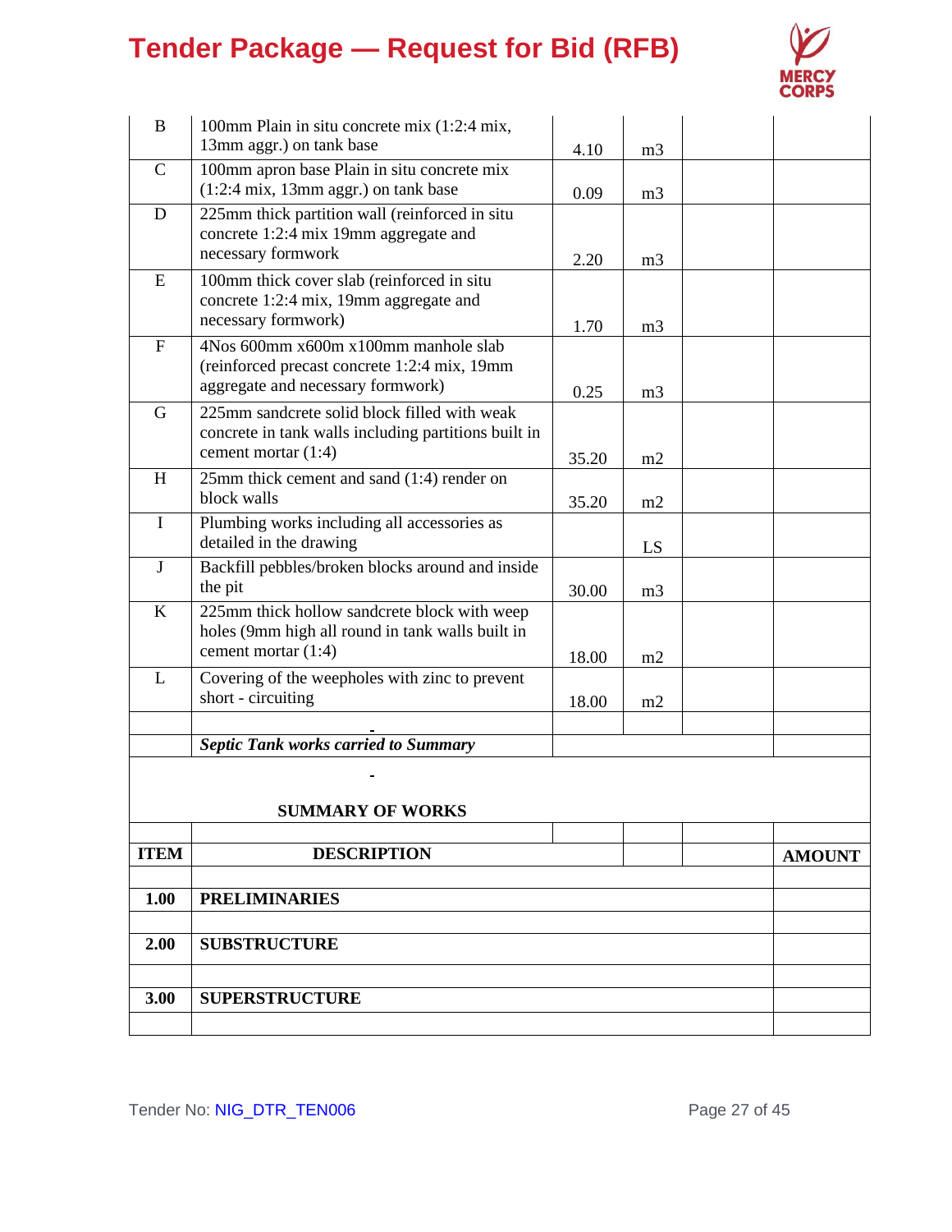| | | | | | |
|---|---|---|---|---|---|
| B | 100mm Plain in situ concrete mix (1:2:4 mix, 13mm aggr.) on tank base | 4.10 | m3 | | |
| C | 100mm apron base Plain in situ concrete mix (1:2:4 mix, 13mm aggr.) on tank base | 0.09 | m3 | | |
| D | 225mm thick partition wall (reinforced in situ concrete 1:2:4 mix 19mm aggregate and necessary formwork | 2.20 | m3 | | |
| E | 100mm thick cover slab (reinforced in situ concrete 1:2:4 mix, 19mm aggregate and necessary formwork) | 1.70 | m3 | | |
| F | 4Nos 600mm x600m x100mm manhole slab (reinforced precast concrete 1:2:4 mix, 19mm aggregate and necessary formwork) | 0.25 | m3 | | |
| G | 225mm sandcrete solid block filled with weak concrete in tank walls including partitions built in cement mortar (1:4) | 35.20 | m2 | | |
| H | 25mm thick cement and sand (1:4) render on block walls | 35.20 | m2 | | |
| I | Plumbing works including all accessories as detailed in the drawing | | LS | | |
| J | Backfill pebbles/broken blocks around and inside the pit | 30.00 | m3 | | |
| K | 225mm thick hollow sandcrete block with weep holes (9mm high all round in tank walls built in cement mortar (1:4) | 18.00 | m2 | | |
| L | Covering of the weepholes with zinc to prevent short - circuiting | 18.00 | m2 | | |
| | - | | | | |
| | ***Septic Tank works carried to Summary*** | | | | |

**SUMMARY OF WORKS**

| ITEM | DESCRIPTION | AMOUNT |
|---|---|---|
| | | |
| **1.00** | **PRELIMINARIES** | |
| | | |
| **2.00** | **SUBSTRUCTURE** | |
| | | |
| **3.00** | **SUPERSTRUCTURE** | |
| | | |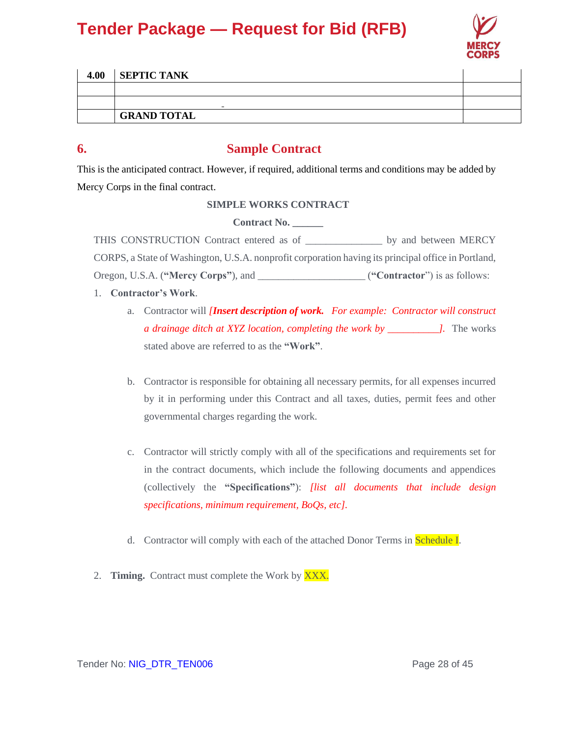| 4.00 | SEPTIC TANK | |
|---|---|---|
| | | |
| | _ | |
| | GRAND TOTAL | |

## 6. Sample Contract

This is the anticipated contract. However, if required, additional terms and conditions may be added by Mercy Corps in the final contract.

**SIMPLE WORKS CONTRACT**

**Contract No. ______**

THIS CONSTRUCTION Contract entered as of _______________ by and between MERCY CORPS, a State of Washington, U.S.A. nonprofit corporation having its principal office in Portland, Oregon, U.S.A. (**"Mercy Corps"**), and _____________________ (**"Contractor"**) is as follows:

1. **Contractor's Work**.

   a. Contractor will ***[Insert description of work.*** *For example: Contractor will construct a drainage ditch at XYZ location, completing the work by __________].* The works stated above are referred to as the **"Work"**.

   b. Contractor is responsible for obtaining all necessary permits, for all expenses incurred by it in performing under this Contract and all taxes, duties, permit fees and other governmental charges regarding the work.

   c. Contractor will strictly comply with all of the specifications and requirements set for in the contract documents, which include the following documents and appendices (collectively the **"Specifications"**): *[list all documents that include design specifications, minimum requirement, BoQs, etc].*

   d. Contractor will comply with each of the attached Donor Terms in Schedule I.

2. **Timing.** Contract must complete the Work by XXX.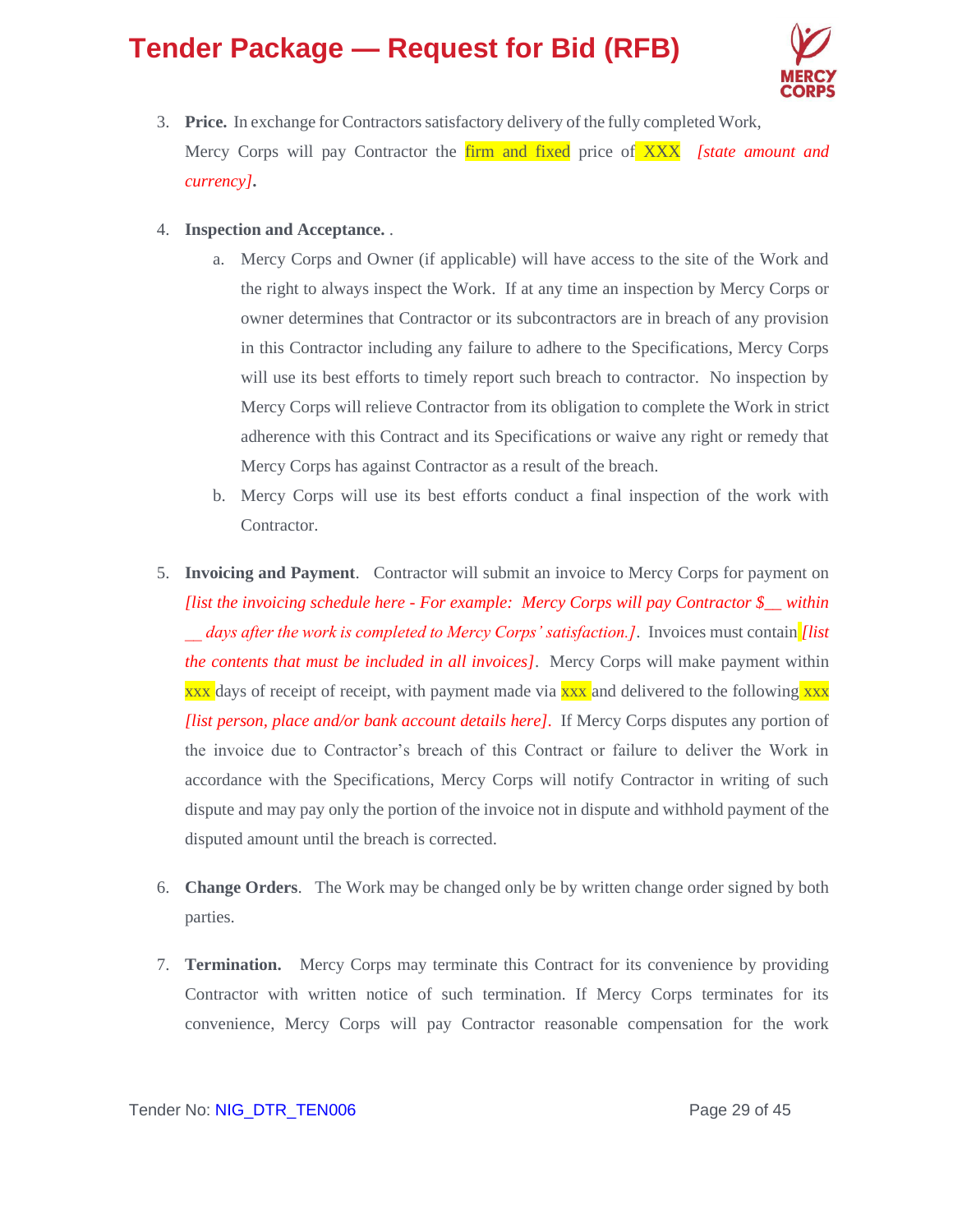3. **Price.** In exchange for Contractors satisfactory delivery of the fully completed Work, Mercy Corps will pay Contractor the firm and fixed price of XXX *[state amount and currency]*.

4. **Inspection and Acceptance.** .
   a. Mercy Corps and Owner (if applicable) will have access to the site of the Work and the right to always inspect the Work. If at any time an inspection by Mercy Corps or owner determines that Contractor or its subcontractors are in breach of any provision in this Contractor including any failure to adhere to the Specifications, Mercy Corps will use its best efforts to timely report such breach to contractor. No inspection by Mercy Corps will relieve Contractor from its obligation to complete the Work in strict adherence with this Contract and its Specifications or waive any right or remedy that Mercy Corps has against Contractor as a result of the breach.
   b. Mercy Corps will use its best efforts conduct a final inspection of the work with Contractor.

5. **Invoicing and Payment**. Contractor will submit an invoice to Mercy Corps for payment on *[list the invoicing schedule here - For example: Mercy Corps will pay Contractor $__ within __ days after the work is completed to Mercy Corps' satisfaction.]*. Invoices must contain *[list the contents that must be included in all invoices]*. Mercy Corps will make payment within xxx days of receipt of receipt, with payment made via xxx and delivered to the following xxx *[list person, place and/or bank account details here]*. If Mercy Corps disputes any portion of the invoice due to Contractor's breach of this Contract or failure to deliver the Work in accordance with the Specifications, Mercy Corps will notify Contractor in writing of such dispute and may pay only the portion of the invoice not in dispute and withhold payment of the disputed amount until the breach is corrected.

6. **Change Orders**. The Work may be changed only be by written change order signed by both parties.

7. **Termination.** Mercy Corps may terminate this Contract for its convenience by providing Contractor with written notice of such termination. If Mercy Corps terminates for its convenience, Mercy Corps will pay Contractor reasonable compensation for the work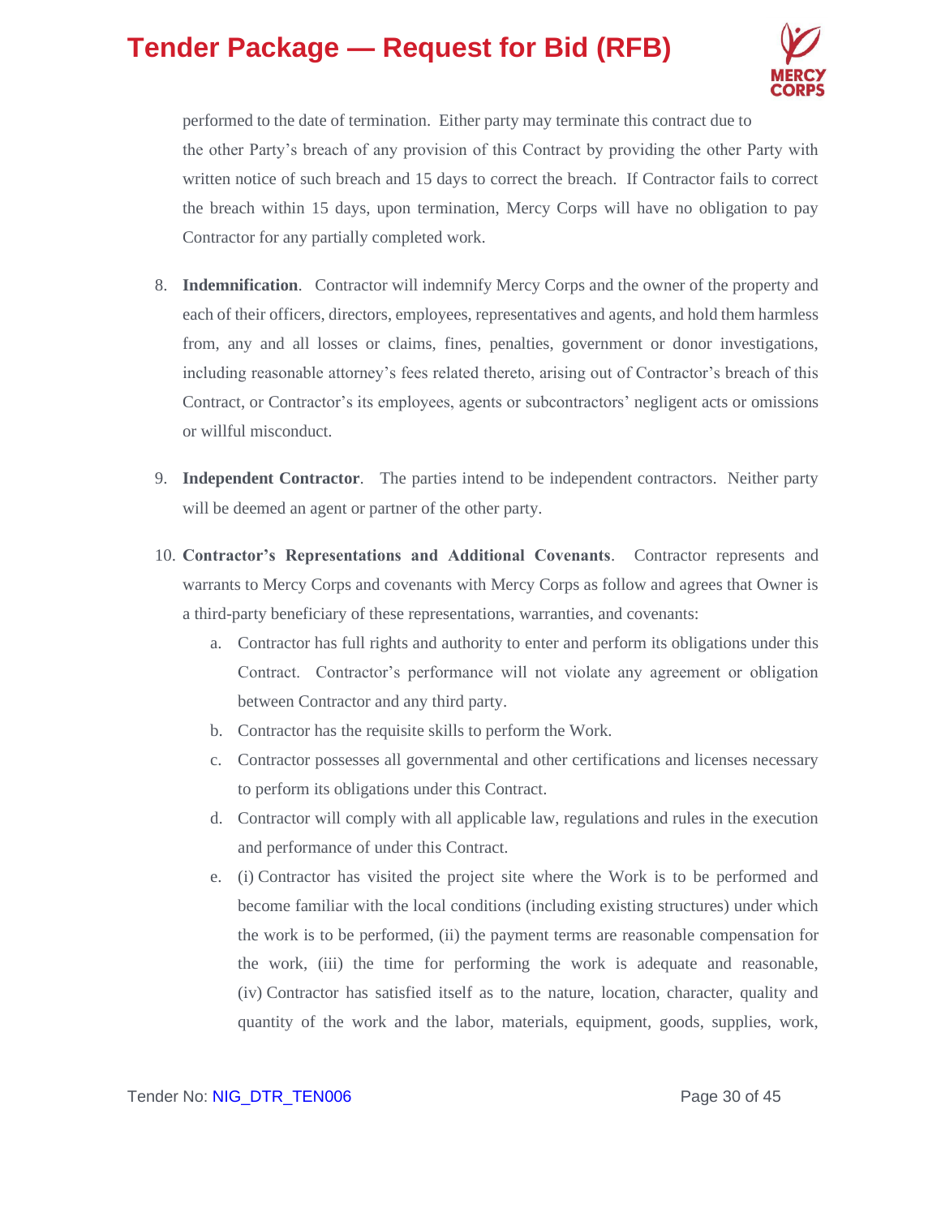performed to the date of termination. Either party may terminate this contract due to the other Party's breach of any provision of this Contract by providing the other Party with written notice of such breach and 15 days to correct the breach. If Contractor fails to correct the breach within 15 days, upon termination, Mercy Corps will have no obligation to pay Contractor for any partially completed work.

8. **Indemnification**. Contractor will indemnify Mercy Corps and the owner of the property and each of their officers, directors, employees, representatives and agents, and hold them harmless from, any and all losses or claims, fines, penalties, government or donor investigations, including reasonable attorney's fees related thereto, arising out of Contractor's breach of this Contract, or Contractor's its employees, agents or subcontractors' negligent acts or omissions or willful misconduct.

9. **Independent Contractor**. The parties intend to be independent contractors. Neither party will be deemed an agent or partner of the other party.

10. **Contractor's Representations and Additional Covenants**. Contractor represents and warrants to Mercy Corps and covenants with Mercy Corps as follow and agrees that Owner is a third-party beneficiary of these representations, warranties, and covenants:
    a. Contractor has full rights and authority to enter and perform its obligations under this Contract. Contractor's performance will not violate any agreement or obligation between Contractor and any third party.
    b. Contractor has the requisite skills to perform the Work.
    c. Contractor possesses all governmental and other certifications and licenses necessary to perform its obligations under this Contract.
    d. Contractor will comply with all applicable law, regulations and rules in the execution and performance of under this Contract.
    e. (i) Contractor has visited the project site where the Work is to be performed and become familiar with the local conditions (including existing structures) under which the work is to be performed, (ii) the payment terms are reasonable compensation for the work, (iii) the time for performing the work is adequate and reasonable, (iv) Contractor has satisfied itself as to the nature, location, character, quality and quantity of the work and the labor, materials, equipment, goods, supplies, work,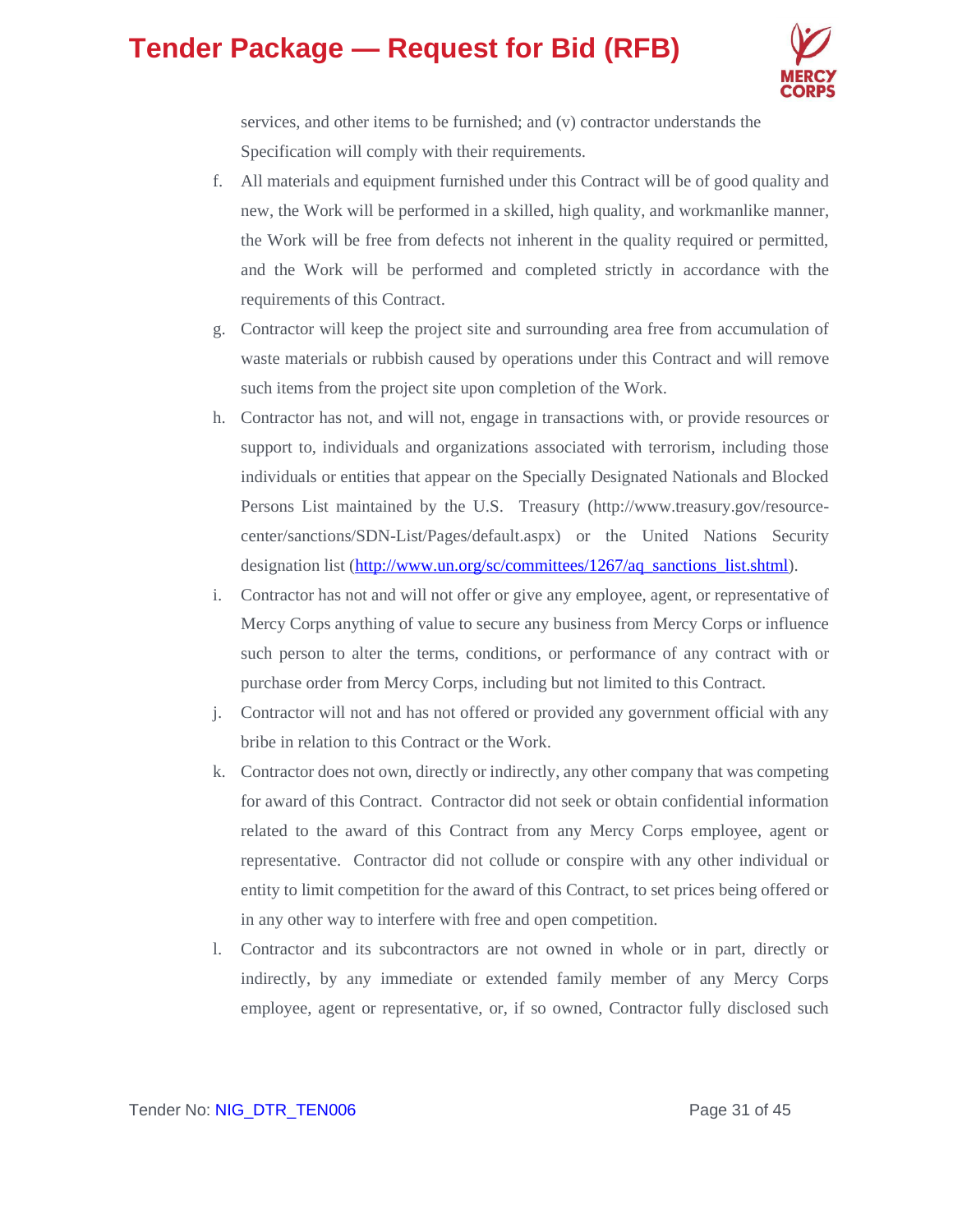services, and other items to be furnished; and (v) contractor understands the Specification will comply with their requirements.

f. All materials and equipment furnished under this Contract will be of good quality and new, the Work will be performed in a skilled, high quality, and workmanlike manner, the Work will be free from defects not inherent in the quality required or permitted, and the Work will be performed and completed strictly in accordance with the requirements of this Contract.

g. Contractor will keep the project site and surrounding area free from accumulation of waste materials or rubbish caused by operations under this Contract and will remove such items from the project site upon completion of the Work.

h. Contractor has not, and will not, engage in transactions with, or provide resources or support to, individuals and organizations associated with terrorism, including those individuals or entities that appear on the Specially Designated Nationals and Blocked Persons List maintained by the U.S. Treasury (http://www.treasury.gov/resource-center/sanctions/SDN-List/Pages/default.aspx) or the United Nations Security designation list (http://www.un.org/sc/committees/1267/aq_sanctions_list.shtml).

i. Contractor has not and will not offer or give any employee, agent, or representative of Mercy Corps anything of value to secure any business from Mercy Corps or influence such person to alter the terms, conditions, or performance of any contract with or purchase order from Mercy Corps, including but not limited to this Contract.

j. Contractor will not and has not offered or provided any government official with any bribe in relation to this Contract or the Work.

k. Contractor does not own, directly or indirectly, any other company that was competing for award of this Contract. Contractor did not seek or obtain confidential information related to the award of this Contract from any Mercy Corps employee, agent or representative. Contractor did not collude or conspire with any other individual or entity to limit competition for the award of this Contract, to set prices being offered or in any other way to interfere with free and open competition.

l. Contractor and its subcontractors are not owned in whole or in part, directly or indirectly, by any immediate or extended family member of any Mercy Corps employee, agent or representative, or, if so owned, Contractor fully disclosed such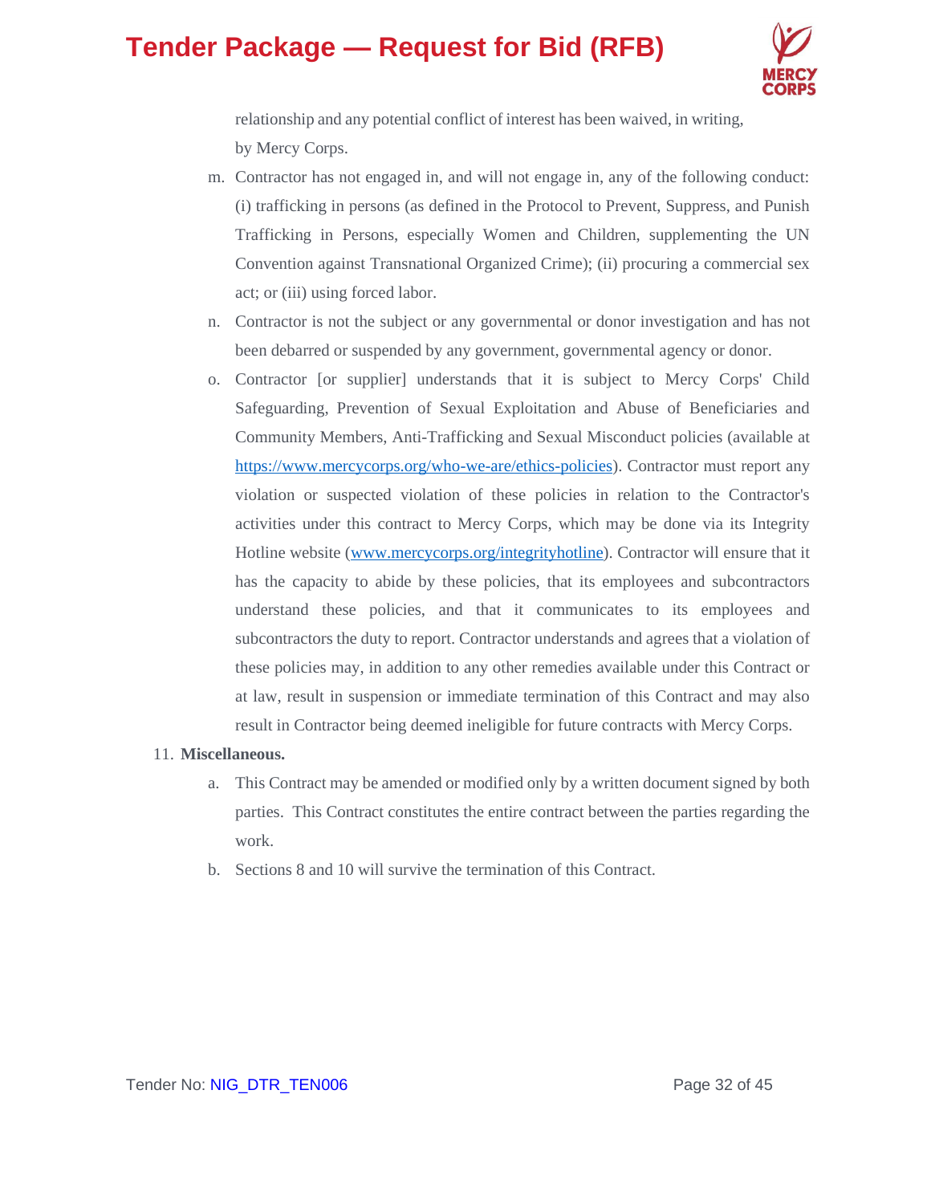relationship and any potential conflict of interest has been waived, in writing, by Mercy Corps.

m. Contractor has not engaged in, and will not engage in, any of the following conduct: (i) trafficking in persons (as defined in the Protocol to Prevent, Suppress, and Punish Trafficking in Persons, especially Women and Children, supplementing the UN Convention against Transnational Organized Crime); (ii) procuring a commercial sex act; or (iii) using forced labor.

n. Contractor is not the subject or any governmental or donor investigation and has not been debarred or suspended by any government, governmental agency or donor.

o. Contractor [or supplier] understands that it is subject to Mercy Corps' Child Safeguarding, Prevention of Sexual Exploitation and Abuse of Beneficiaries and Community Members, Anti-Trafficking and Sexual Misconduct policies (available at [https://www.mercycorps.org/who-we-are/ethics-policies](https://www.mercycorps.org/who-we-are/ethics-policies)). Contractor must report any violation or suspected violation of these policies in relation to the Contractor's activities under this contract to Mercy Corps, which may be done via its Integrity Hotline website ([www.mercycorps.org/integrityhotline](www.mercycorps.org/integrityhotline)). Contractor will ensure that it has the capacity to abide by these policies, that its employees and subcontractors understand these policies, and that it communicates to its employees and subcontractors the duty to report. Contractor understands and agrees that a violation of these policies may, in addition to any other remedies available under this Contract or at law, result in suspension or immediate termination of this Contract and may also result in Contractor being deemed ineligible for future contracts with Mercy Corps.

11. **Miscellaneous.**

    a. This Contract may be amended or modified only by a written document signed by both parties. This Contract constitutes the entire contract between the parties regarding the work.

    b. Sections 8 and 10 will survive the termination of this Contract.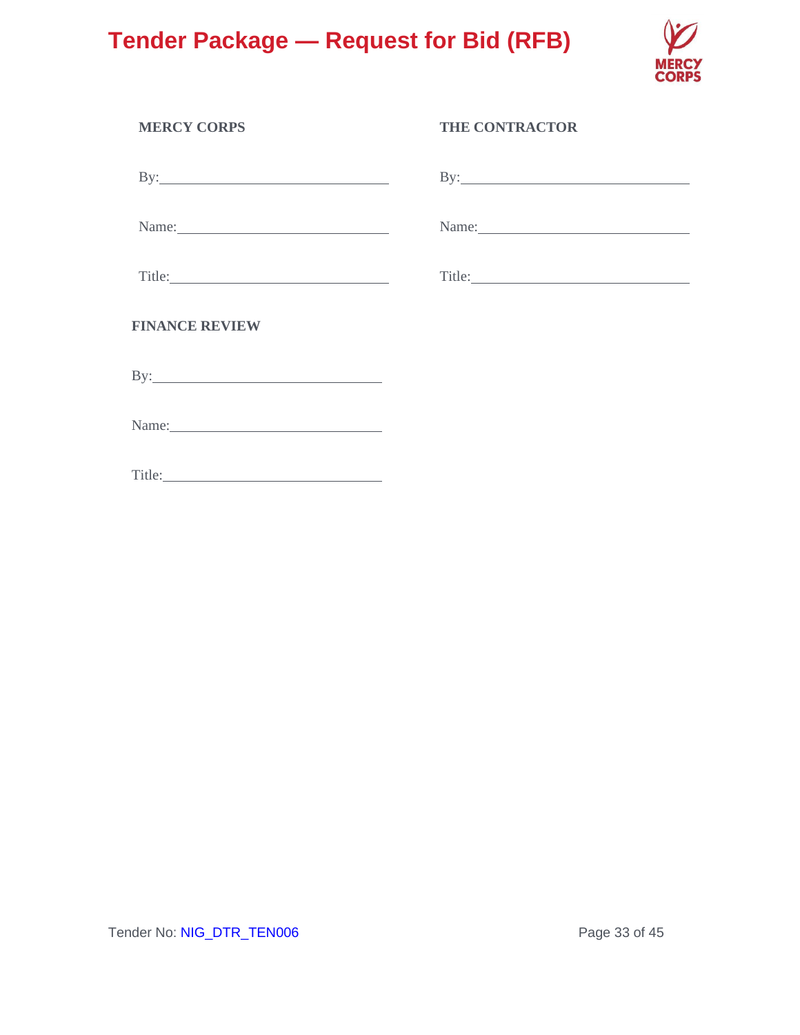| **MERCY CORPS** | **THE CONTRACTOR** |
|---|---|
| By:______________________________ | By:______________________________ |
| Name:____________________________ | Name:____________________________ |
| Title:_____________________________ | Title:_____________________________ |

**FINANCE REVIEW**

By:______________________________

Name:____________________________

Title:_____________________________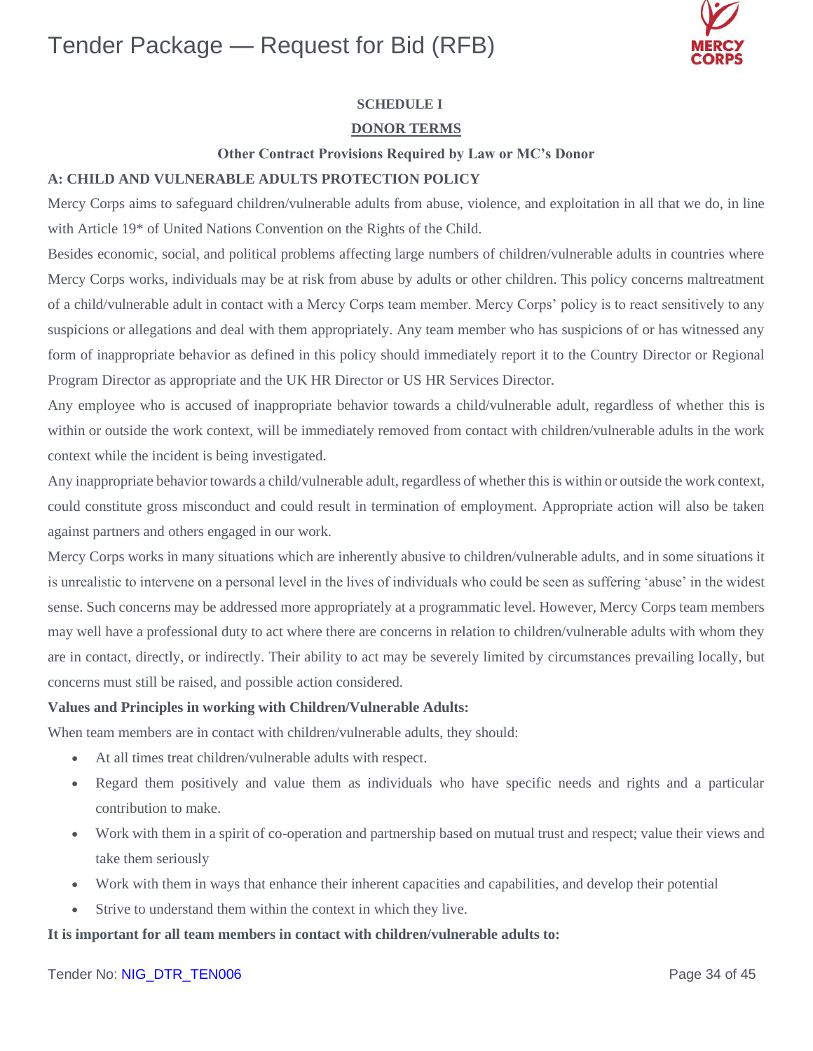**SCHEDULE I**

**DONOR TERMS**

**Other Contract Provisions Required by Law or MC's Donor**

**A: CHILD AND VULNERABLE ADULTS PROTECTION POLICY**

Mercy Corps aims to safeguard children/vulnerable adults from abuse, violence, and exploitation in all that we do, in line with Article 19* of United Nations Convention on the Rights of the Child.

Besides economic, social, and political problems affecting large numbers of children/vulnerable adults in countries where Mercy Corps works, individuals may be at risk from abuse by adults or other children. This policy concerns maltreatment of a child/vulnerable adult in contact with a Mercy Corps team member. Mercy Corps' policy is to react sensitively to any suspicions or allegations and deal with them appropriately. Any team member who has suspicions of or has witnessed any form of inappropriate behavior as defined in this policy should immediately report it to the Country Director or Regional Program Director as appropriate and the UK HR Director or US HR Services Director.

Any employee who is accused of inappropriate behavior towards a child/vulnerable adult, regardless of whether this is within or outside the work context, will be immediately removed from contact with children/vulnerable adults in the work context while the incident is being investigated.

Any inappropriate behavior towards a child/vulnerable adult, regardless of whether this is within or outside the work context, could constitute gross misconduct and could result in termination of employment. Appropriate action will also be taken against partners and others engaged in our work.

Mercy Corps works in many situations which are inherently abusive to children/vulnerable adults, and in some situations it is unrealistic to intervene on a personal level in the lives of individuals who could be seen as suffering 'abuse' in the widest sense. Such concerns may be addressed more appropriately at a programmatic level. However, Mercy Corps team members may well have a professional duty to act where there are concerns in relation to children/vulnerable adults with whom they are in contact, directly, or indirectly. Their ability to act may be severely limited by circumstances prevailing locally, but concerns must still be raised, and possible action considered.

**Values and Principles in working with Children/Vulnerable Adults:**

When team members are in contact with children/vulnerable adults, they should:

- At all times treat children/vulnerable adults with respect.
- Regard them positively and value them as individuals who have specific needs and rights and a particular contribution to make.
- Work with them in a spirit of co-operation and partnership based on mutual trust and respect; value their views and take them seriously
- Work with them in ways that enhance their inherent capacities and capabilities, and develop their potential
- Strive to understand them within the context in which they live.

**It is important for all team members in contact with children/vulnerable adults to:**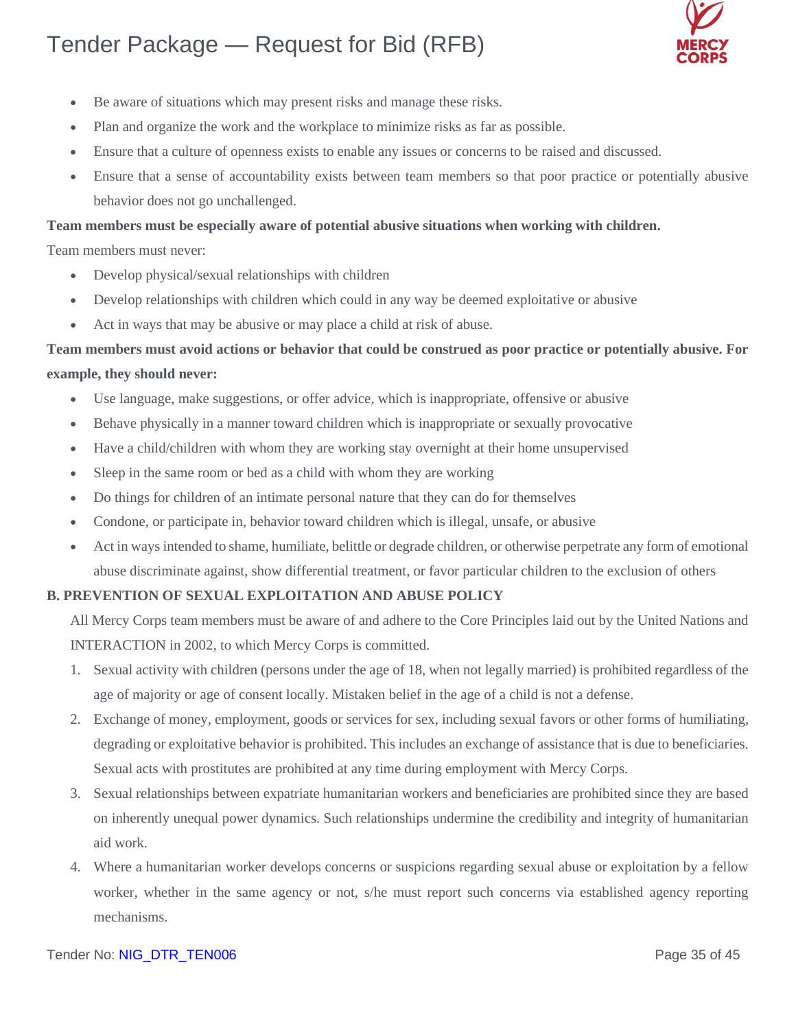- Be aware of situations which may present risks and manage these risks.
- Plan and organize the work and the workplace to minimize risks as far as possible.
- Ensure that a culture of openness exists to enable any issues or concerns to be raised and discussed.
- Ensure that a sense of accountability exists between team members so that poor practice or potentially abusive behavior does not go unchallenged.

**Team members must be especially aware of potential abusive situations when working with children.**

Team members must never:

- Develop physical/sexual relationships with children
- Develop relationships with children which could in any way be deemed exploitative or abusive
- Act in ways that may be abusive or may place a child at risk of abuse.

**Team members must avoid actions or behavior that could be construed as poor practice or potentially abusive. For example, they should never:**

- Use language, make suggestions, or offer advice, which is inappropriate, offensive or abusive
- Behave physically in a manner toward children which is inappropriate or sexually provocative
- Have a child/children with whom they are working stay overnight at their home unsupervised
- Sleep in the same room or bed as a child with whom they are working
- Do things for children of an intimate personal nature that they can do for themselves
- Condone, or participate in, behavior toward children which is illegal, unsafe, or abusive
- Act in ways intended to shame, humiliate, belittle or degrade children, or otherwise perpetrate any form of emotional abuse discriminate against, show differential treatment, or favor particular children to the exclusion of others

**B. PREVENTION OF SEXUAL EXPLOITATION AND ABUSE POLICY**

All Mercy Corps team members must be aware of and adhere to the Core Principles laid out by the United Nations and INTERACTION in 2002, to which Mercy Corps is committed.

1. Sexual activity with children (persons under the age of 18, when not legally married) is prohibited regardless of the age of majority or age of consent locally. Mistaken belief in the age of a child is not a defense.
2. Exchange of money, employment, goods or services for sex, including sexual favors or other forms of humiliating, degrading or exploitative behavior is prohibited. This includes an exchange of assistance that is due to beneficiaries. Sexual acts with prostitutes are prohibited at any time during employment with Mercy Corps.
3. Sexual relationships between expatriate humanitarian workers and beneficiaries are prohibited since they are based on inherently unequal power dynamics. Such relationships undermine the credibility and integrity of humanitarian aid work.
4. Where a humanitarian worker develops concerns or suspicions regarding sexual abuse or exploitation by a fellow worker, whether in the same agency or not, s/he must report such concerns via established agency reporting mechanisms.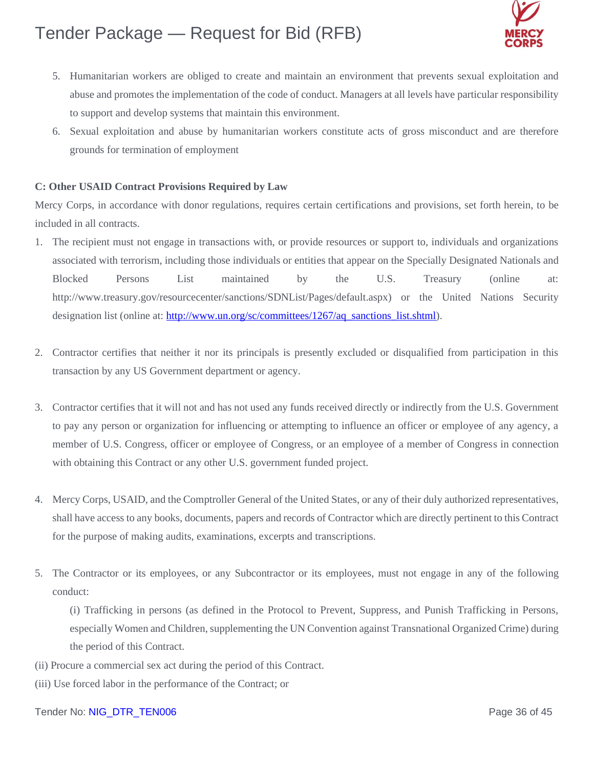5. Humanitarian workers are obliged to create and maintain an environment that prevents sexual exploitation and abuse and promotes the implementation of the code of conduct. Managers at all levels have particular responsibility to support and develop systems that maintain this environment.
6. Sexual exploitation and abuse by humanitarian workers constitute acts of gross misconduct and are therefore grounds for termination of employment

**C: Other USAID Contract Provisions Required by Law**

Mercy Corps, in accordance with donor regulations, requires certain certifications and provisions, set forth herein, to be included in all contracts.

1. The recipient must not engage in transactions with, or provide resources or support to, individuals and organizations associated with terrorism, including those individuals or entities that appear on the Specially Designated Nationals and Blocked Persons List maintained by the U.S. Treasury (online at: http://www.treasury.gov/resourcecenter/sanctions/SDNList/Pages/default.aspx) or the United Nations Security designation list (online at: http://www.un.org/sc/committees/1267/aq_sanctions_list.shtml).

2. Contractor certifies that neither it nor its principals is presently excluded or disqualified from participation in this transaction by any US Government department or agency.

3. Contractor certifies that it will not and has not used any funds received directly or indirectly from the U.S. Government to pay any person or organization for influencing or attempting to influence an officer or employee of any agency, a member of U.S. Congress, officer or employee of Congress, or an employee of a member of Congress in connection with obtaining this Contract or any other U.S. government funded project.

4. Mercy Corps, USAID, and the Comptroller General of the United States, or any of their duly authorized representatives, shall have access to any books, documents, papers and records of Contractor which are directly pertinent to this Contract for the purpose of making audits, examinations, excerpts and transcriptions.

5. The Contractor or its employees, or any Subcontractor or its employees, must not engage in any of the following conduct:

   (i) Trafficking in persons (as defined in the Protocol to Prevent, Suppress, and Punish Trafficking in Persons, especially Women and Children, supplementing the UN Convention against Transnational Organized Crime) during the period of this Contract.

(ii) Procure a commercial sex act during the period of this Contract.

(iii) Use forced labor in the performance of the Contract; or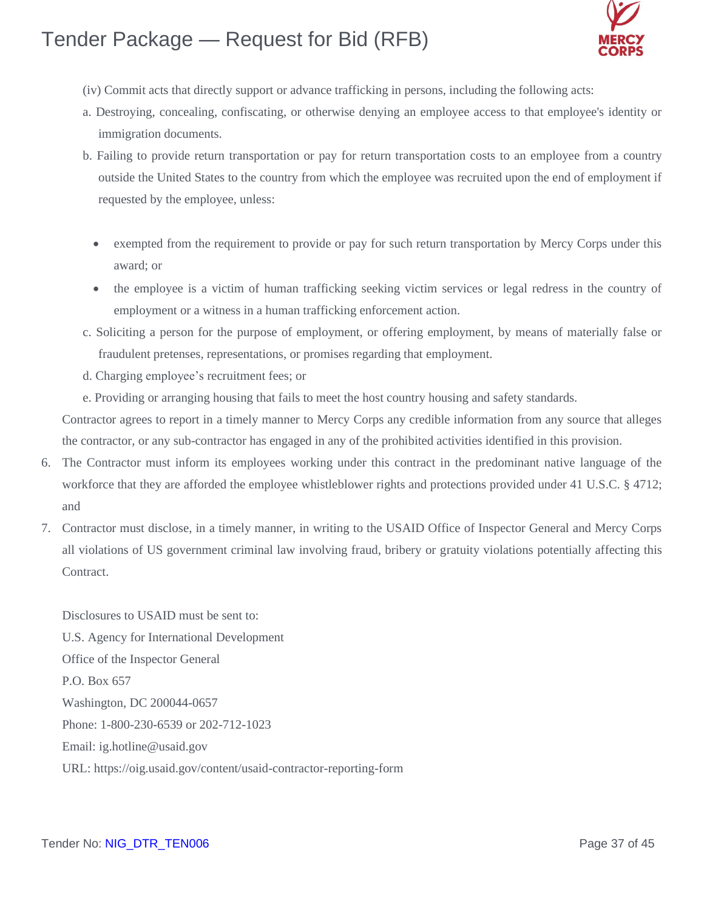(iv) Commit acts that directly support or advance trafficking in persons, including the following acts:

a. Destroying, concealing, confiscating, or otherwise denying an employee access to that employee's identity or immigration documents.

b. Failing to provide return transportation or pay for return transportation costs to an employee from a country outside the United States to the country from which the employee was recruited upon the end of employment if requested by the employee, unless:

- exempted from the requirement to provide or pay for such return transportation by Mercy Corps under this award; or
- the employee is a victim of human trafficking seeking victim services or legal redress in the country of employment or a witness in a human trafficking enforcement action.

c. Soliciting a person for the purpose of employment, or offering employment, by means of materially false or fraudulent pretenses, representations, or promises regarding that employment.

d. Charging employee's recruitment fees; or

e. Providing or arranging housing that fails to meet the host country housing and safety standards.

Contractor agrees to report in a timely manner to Mercy Corps any credible information from any source that alleges the contractor, or any sub-contractor has engaged in any of the prohibited activities identified in this provision.

6. The Contractor must inform its employees working under this contract in the predominant native language of the workforce that they are afforded the employee whistleblower rights and protections provided under 41 U.S.C. § 4712; and
7. Contractor must disclose, in a timely manner, in writing to the USAID Office of Inspector General and Mercy Corps all violations of US government criminal law involving fraud, bribery or gratuity violations potentially affecting this Contract.

Disclosures to USAID must be sent to:
U.S. Agency for International Development
Office of the Inspector General
P.O. Box 657
Washington, DC 200044-0657
Phone: 1-800-230-6539 or 202-712-1023
Email: ig.hotline@usaid.gov
URL: https://oig.usaid.gov/content/usaid-contractor-reporting-form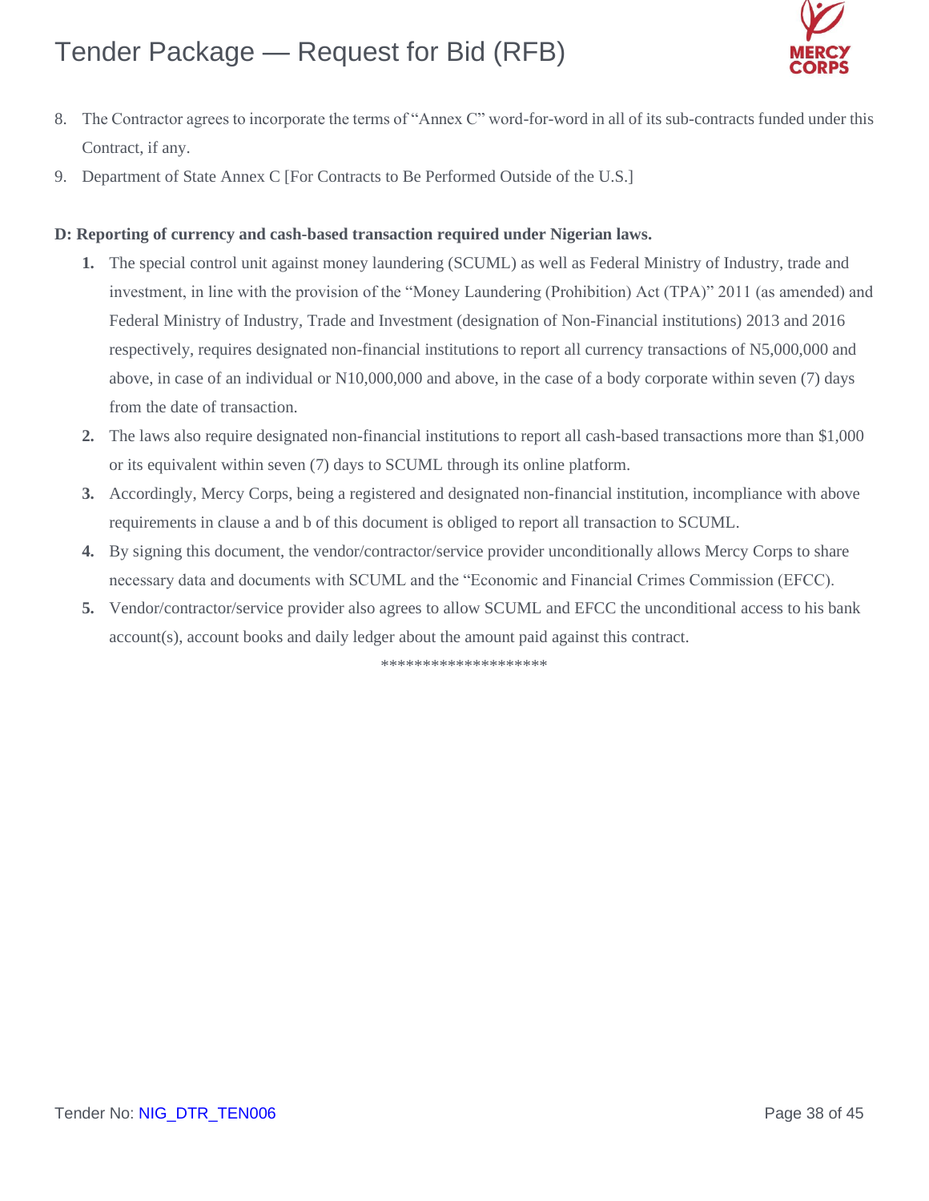8. The Contractor agrees to incorporate the terms of "Annex C" word-for-word in all of its sub-contracts funded under this Contract, if any.
9. Department of State Annex C [For Contracts to Be Performed Outside of the U.S.]

**D: Reporting of currency and cash-based transaction required under Nigerian laws.**

1. The special control unit against money laundering (SCUML) as well as Federal Ministry of Industry, trade and investment, in line with the provision of the "Money Laundering (Prohibition) Act (TPA)" 2011 (as amended) and Federal Ministry of Industry, Trade and Investment (designation of Non-Financial institutions) 2013 and 2016 respectively, requires designated non-financial institutions to report all currency transactions of N5,000,000 and above, in case of an individual or N10,000,000 and above, in the case of a body corporate within seven (7) days from the date of transaction.
2. The laws also require designated non-financial institutions to report all cash-based transactions more than $1,000 or its equivalent within seven (7) days to SCUML through its online platform.
3. Accordingly, Mercy Corps, being a registered and designated non-financial institution, incompliance with above requirements in clause a and b of this document is obliged to report all transaction to SCUML.
4. By signing this document, the vendor/contractor/service provider unconditionally allows Mercy Corps to share necessary data and documents with SCUML and the "Economic and Financial Crimes Commission (EFCC).
5. Vendor/contractor/service provider also agrees to allow SCUML and EFCC the unconditional access to his bank account(s), account books and daily ledger about the amount paid against this contract.

********************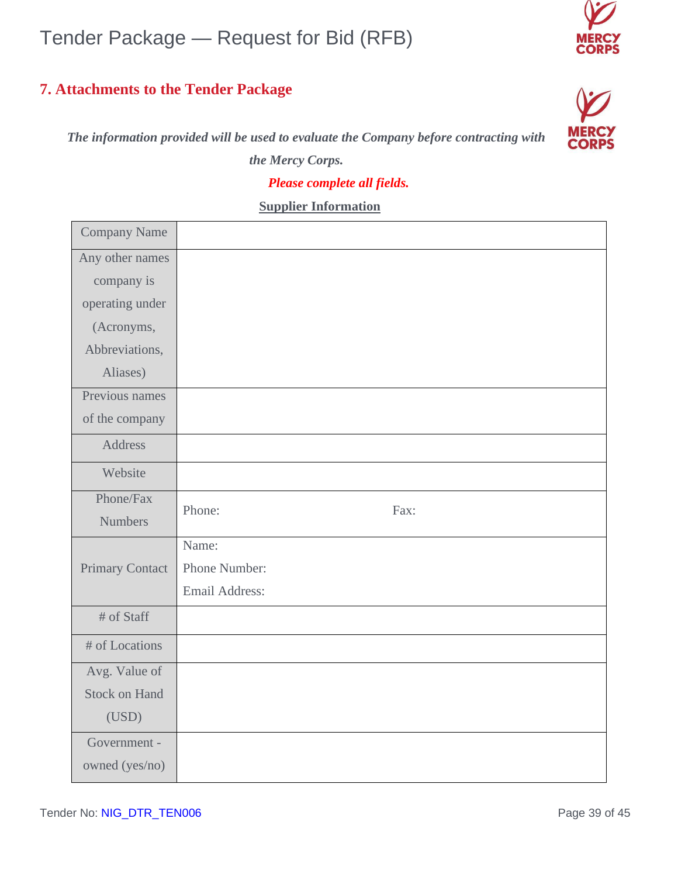## 7. Attachments to the Tender Package

*The information provided will be used to evaluate the Company before contracting with the Mercy Corps.*

***Please complete all fields.***

**Supplier Information**

| Company Name | |
|---|---|
| Any other names company is operating under (Acronyms, Abbreviations, Aliases) | |
| Previous names of the company | |
| Address | |
| Website | |
| Phone/Fax Numbers | Phone: Fax: |
| Primary Contact | Name:<br>Phone Number:<br>Email Address: |
| # of Staff | |
| # of Locations | |
| Avg. Value of Stock on Hand (USD) | |
| Government - owned (yes/no) | |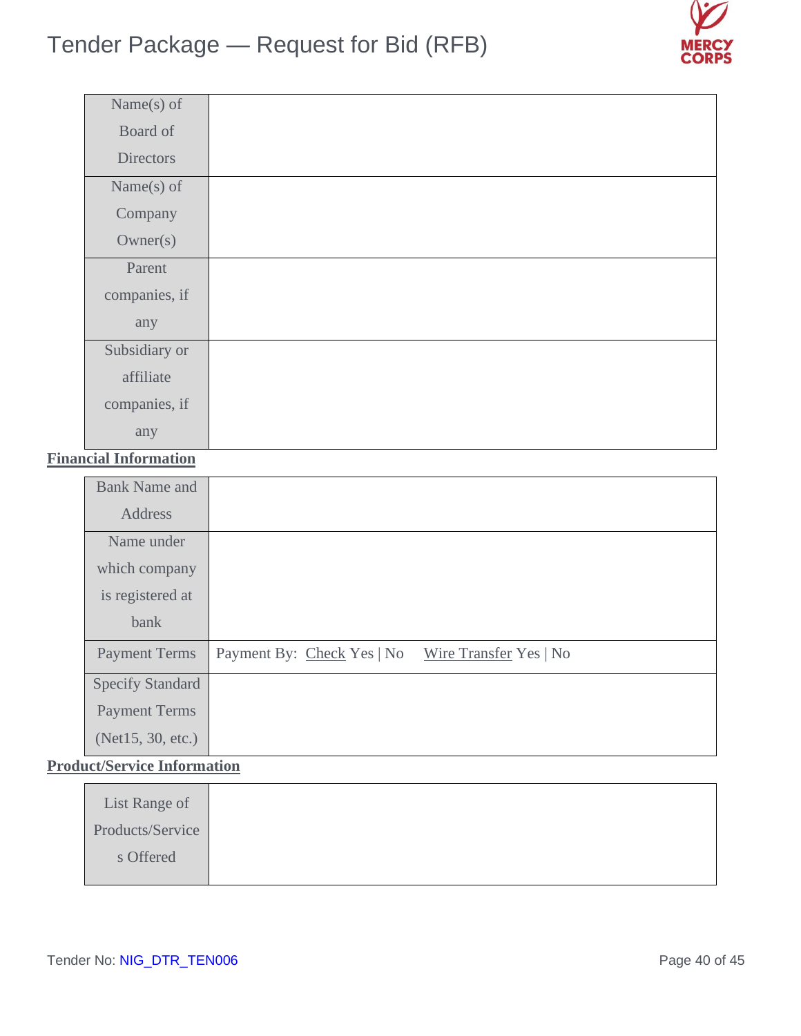| Name(s) of Board of Directors | |
|---|---|
| Name(s) of Company Owner(s) | |
| Parent companies, if any | |
| Subsidiary or affiliate companies, if any | |

**Financial Information**

| Bank Name and Address | |
|---|---|
| Name under which company is registered at bank | |
| Payment Terms | Payment By: Check Yes \| No    Wire Transfer Yes \| No |
| Specify Standard Payment Terms (Net15, 30, etc.) | |

**Product/Service Information**

| List Range of Products/Services Offered | |
|---|---|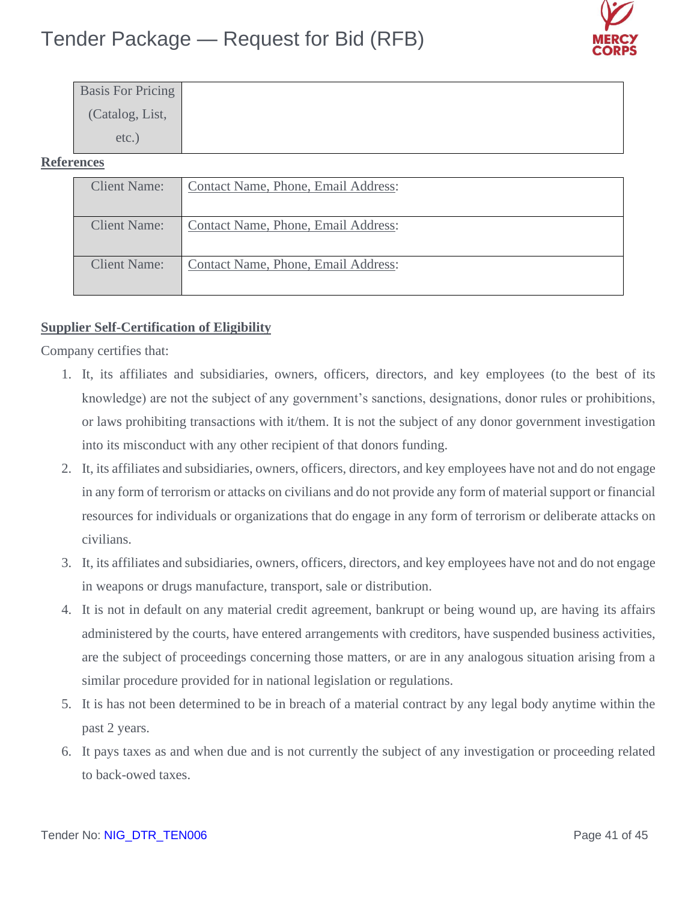| Basis For Pricing (Catalog, List, etc.) | |
|---|---|

**References**

| Client Name: | Contact Name, Phone, Email Address: |
|---|---|
| Client Name: | Contact Name, Phone, Email Address: |
| Client Name: | Contact Name, Phone, Email Address: |

**Supplier Self-Certification of Eligibility**

Company certifies that:

1. It, its affiliates and subsidiaries, owners, officers, directors, and key employees (to the best of its knowledge) are not the subject of any government's sanctions, designations, donor rules or prohibitions, or laws prohibiting transactions with it/them. It is not the subject of any donor government investigation into its misconduct with any other recipient of that donors funding.
2. It, its affiliates and subsidiaries, owners, officers, directors, and key employees have not and do not engage in any form of terrorism or attacks on civilians and do not provide any form of material support or financial resources for individuals or organizations that do engage in any form of terrorism or deliberate attacks on civilians.
3. It, its affiliates and subsidiaries, owners, officers, directors, and key employees have not and do not engage in weapons or drugs manufacture, transport, sale or distribution.
4. It is not in default on any material credit agreement, bankrupt or being wound up, are having its affairs administered by the courts, have entered arrangements with creditors, have suspended business activities, are the subject of proceedings concerning those matters, or are in any analogous situation arising from a similar procedure provided for in national legislation or regulations.
5. It is has not been determined to be in breach of a material contract by any legal body anytime within the past 2 years.
6. It pays taxes as and when due and is not currently the subject of any investigation or proceeding related to back-owed taxes.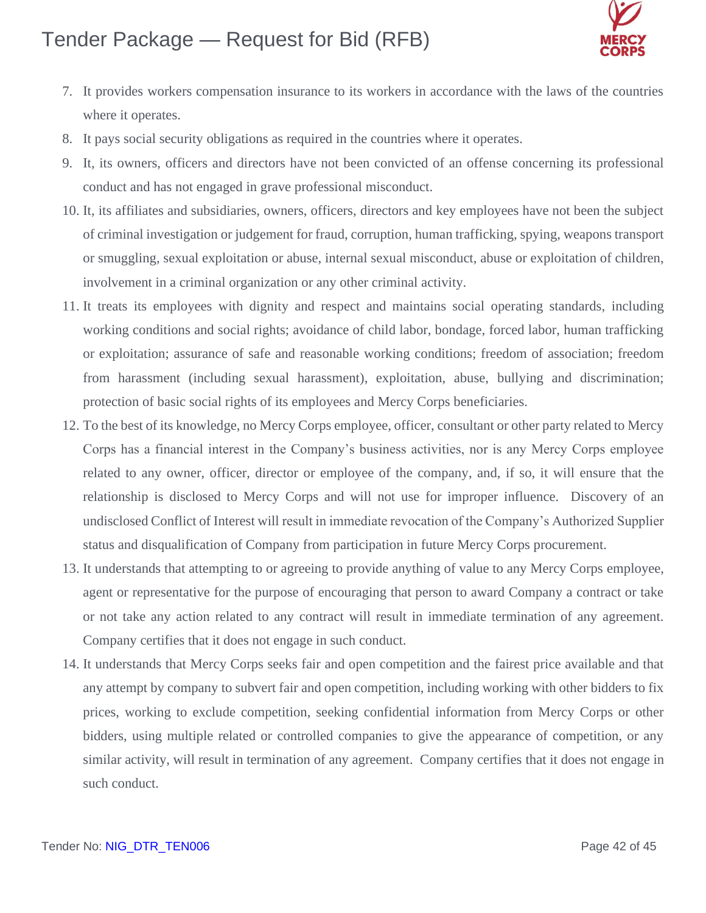7. It provides workers compensation insurance to its workers in accordance with the laws of the countries where it operates.
8. It pays social security obligations as required in the countries where it operates.
9. It, its owners, officers and directors have not been convicted of an offense concerning its professional conduct and has not engaged in grave professional misconduct.
10. It, its affiliates and subsidiaries, owners, officers, directors and key employees have not been the subject of criminal investigation or judgement for fraud, corruption, human trafficking, spying, weapons transport or smuggling, sexual exploitation or abuse, internal sexual misconduct, abuse or exploitation of children, involvement in a criminal organization or any other criminal activity.
11. It treats its employees with dignity and respect and maintains social operating standards, including working conditions and social rights; avoidance of child labor, bondage, forced labor, human trafficking or exploitation; assurance of safe and reasonable working conditions; freedom of association; freedom from harassment (including sexual harassment), exploitation, abuse, bullying and discrimination; protection of basic social rights of its employees and Mercy Corps beneficiaries.
12. To the best of its knowledge, no Mercy Corps employee, officer, consultant or other party related to Mercy Corps has a financial interest in the Company's business activities, nor is any Mercy Corps employee related to any owner, officer, director or employee of the company, and, if so, it will ensure that the relationship is disclosed to Mercy Corps and will not use for improper influence. Discovery of an undisclosed Conflict of Interest will result in immediate revocation of the Company's Authorized Supplier status and disqualification of Company from participation in future Mercy Corps procurement.
13. It understands that attempting to or agreeing to provide anything of value to any Mercy Corps employee, agent or representative for the purpose of encouraging that person to award Company a contract or take or not take any action related to any contract will result in immediate termination of any agreement. Company certifies that it does not engage in such conduct.
14. It understands that Mercy Corps seeks fair and open competition and the fairest price available and that any attempt by company to subvert fair and open competition, including working with other bidders to fix prices, working to exclude competition, seeking confidential information from Mercy Corps or other bidders, using multiple related or controlled companies to give the appearance of competition, or any similar activity, will result in termination of any agreement. Company certifies that it does not engage in such conduct.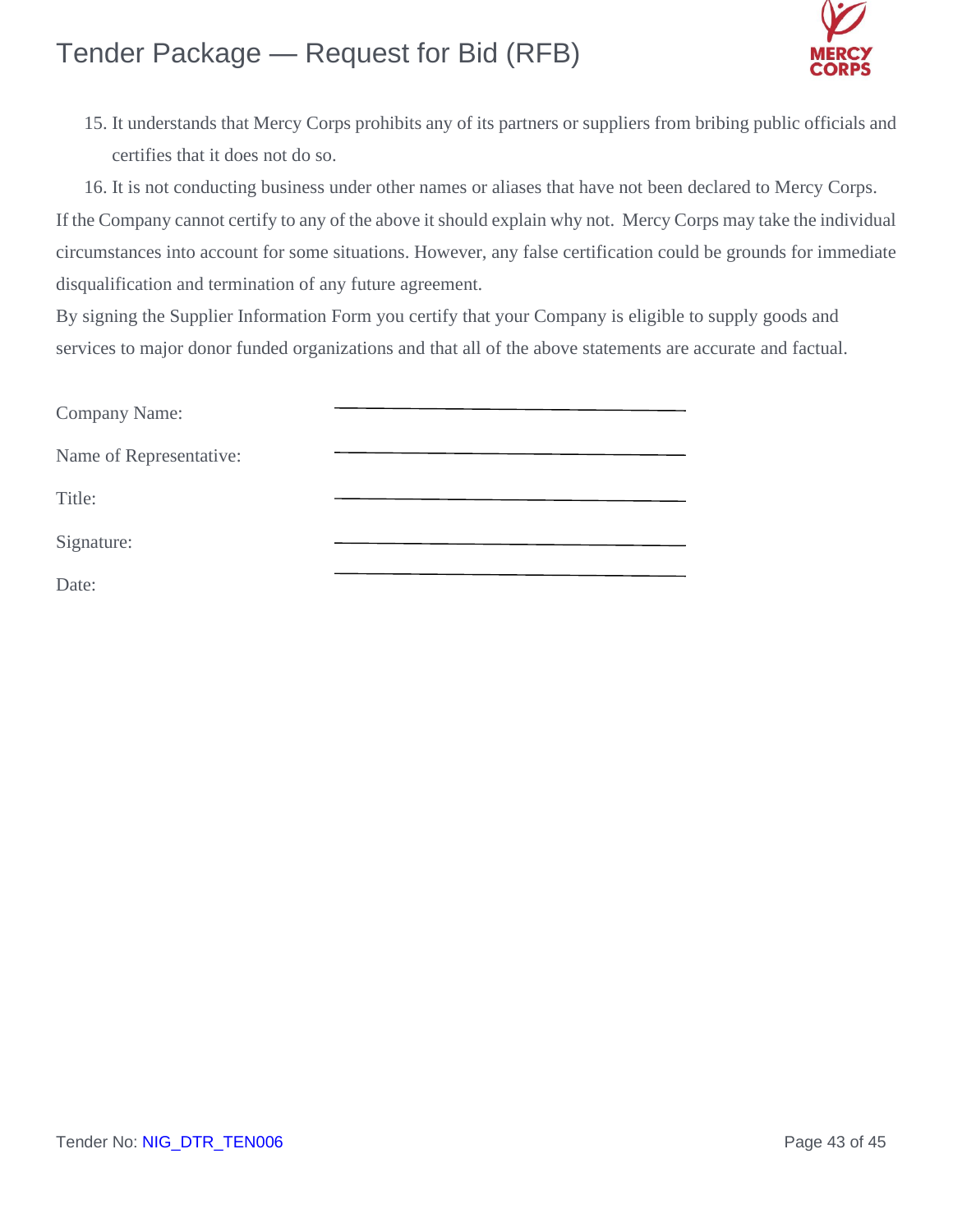15. It understands that Mercy Corps prohibits any of its partners or suppliers from bribing public officials and certifies that it does not do so.
16. It is not conducting business under other names or aliases that have not been declared to Mercy Corps.

If the Company cannot certify to any of the above it should explain why not. Mercy Corps may take the individual circumstances into account for some situations. However, any false certification could be grounds for immediate disqualification and termination of any future agreement.

By signing the Supplier Information Form you certify that your Company is eligible to supply goods and services to major donor funded organizations and that all of the above statements are accurate and factual.

Company Name: ______________________________

Name of Representative: ______________________________

Title: ______________________________

Signature: ______________________________

Date: ______________________________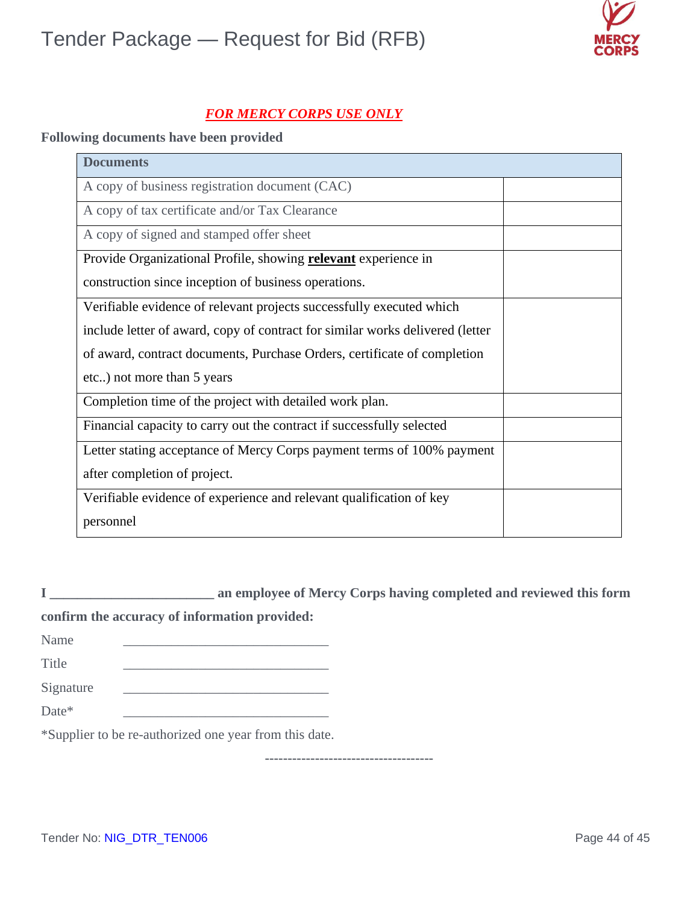***<u>FOR MERCY CORPS USE ONLY</u>***

**Following documents have been provided**

| Documents | |
|---|---|
| A copy of business registration document (CAC) | |
| A copy of tax certificate and/or Tax Clearance | |
| A copy of signed and stamped offer sheet | |
| Provide Organizational Profile, showing **<u>relevant</u>** experience in construction since inception of business operations. | |
| Verifiable evidence of relevant projects successfully executed which include letter of award, copy of contract for similar works delivered (letter of award, contract documents, Purchase Orders, certificate of completion etc..) not more than 5 years | |
| Completion time of the project with detailed work plan. | |
| Financial capacity to carry out the contract if successfully selected | |
| Letter stating acceptance of Mercy Corps payment terms of 100% payment after completion of project. | |
| Verifiable evidence of experience and relevant qualification of key personnel | |

**I ________________________ an employee of Mercy Corps having completed and reviewed this form confirm the accuracy of information provided:**

Name ______________________________

Title ______________________________

Signature ______________________________

Date* ______________________________

*Supplier to be re-authorized one year from this date.

-----------------------------------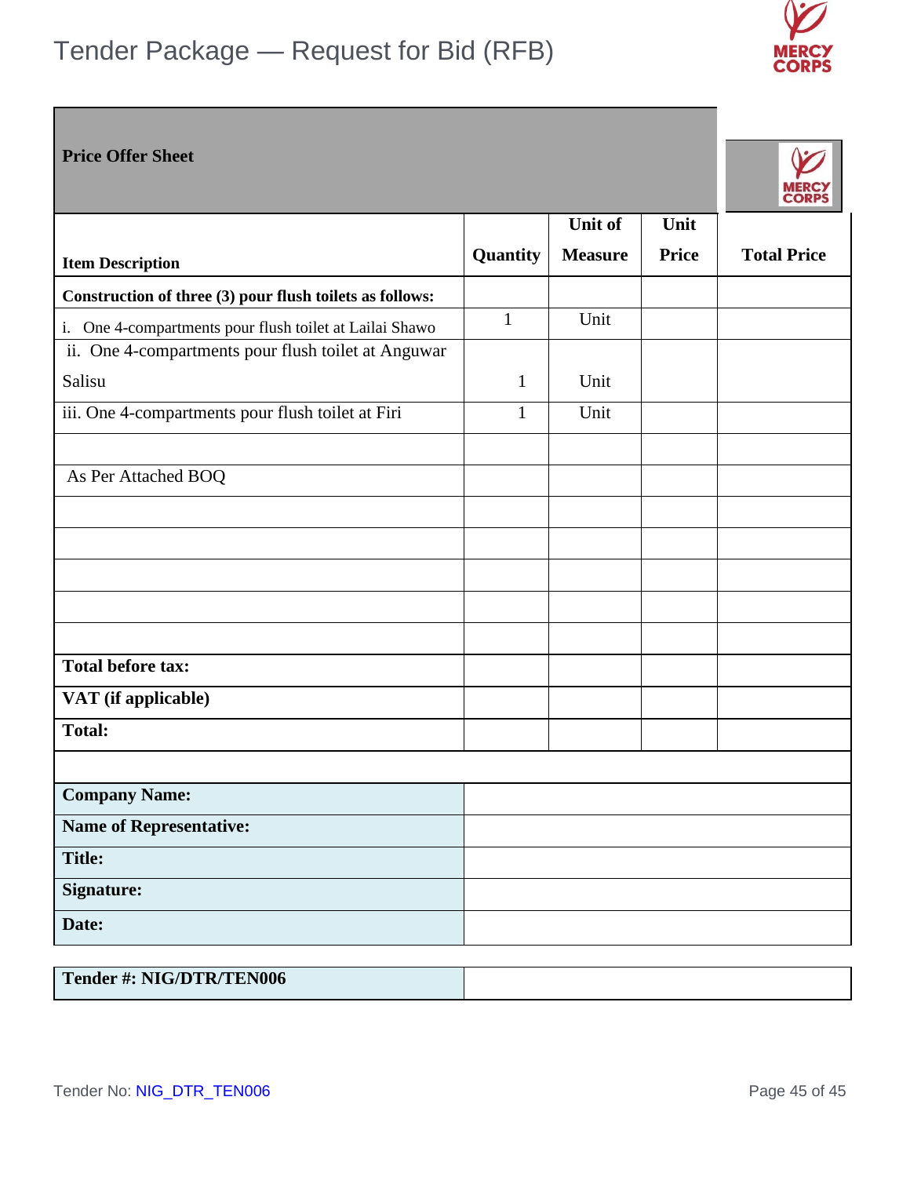| Price Offer Sheet | | | | |
|---|---|---|---|---|
| **Item Description** | **Quantity** | **Unit of Measure** | **Unit Price** | **Total Price** |
| **Construction of three (3) pour flush toilets as follows:** | | | | |
| i. One 4-compartments pour flush toilet at Lailai Shawo | 1 | Unit | | |
| ii. One 4-compartments pour flush toilet at Anguwar Salisu | 1 | Unit | | |
| iii. One 4-compartments pour flush toilet at Firi | 1 | Unit | | |
| | | | | |
| As Per Attached BOQ | | | | |
| | | | | |
| | | | | |
| | | | | |
| | | | | |
| | | | | |
| **Total before tax:** | | | | |
| **VAT (if applicable)** | | | | |
| **Total:** | | | | |

| | |
|---|---|
| **Company Name:** | |
| **Name of Representative:** | |
| **Title:** | |
| **Signature:** | |
| **Date:** | |

| | |
|---|---|
| **Tender #: NIG/DTR/TEN006** | |